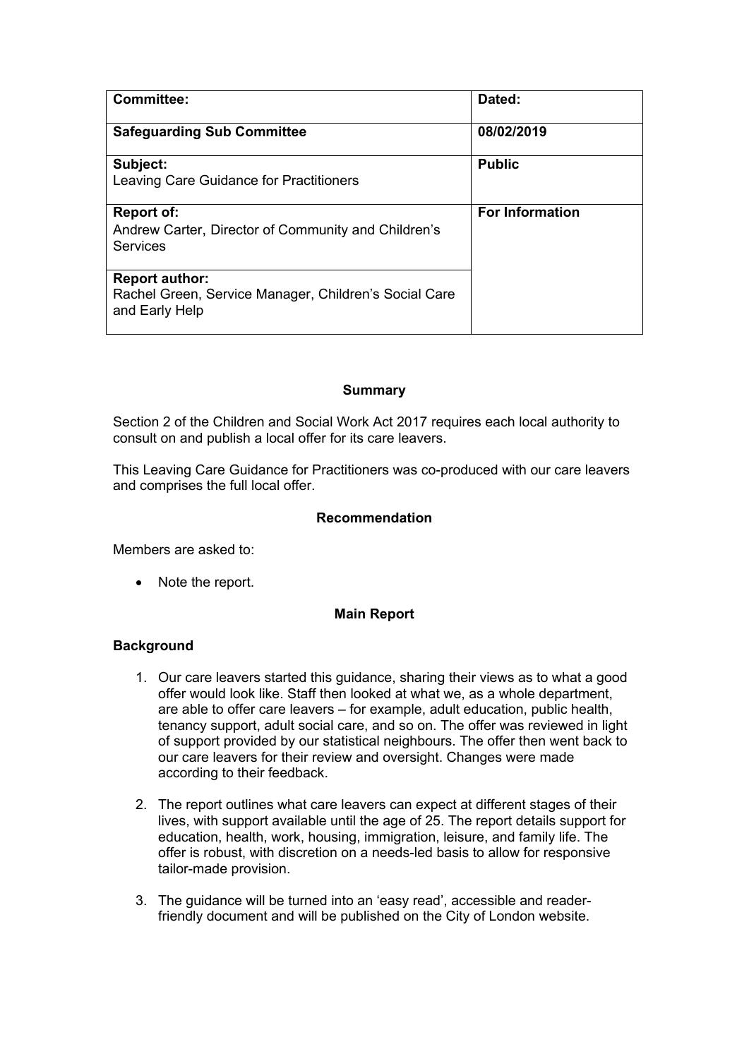| **Committee:** | **Dated:** |
| --- | --- |
| **Safeguarding Sub Committee** | **08/02/2019** |
| **Subject:**<br>Leaving Care Guidance for Practitioners | **Public** |
| **Report of:**<br>Andrew Carter, Director of Community and Children's Services | **For Information** |
| **Report author:**<br>Rachel Green, Service Manager, Children's Social Care and Early Help | |

## Summary

Section 2 of the Children and Social Work Act 2017 requires each local authority to consult on and publish a local offer for its care leavers.

This Leaving Care Guidance for Practitioners was co-produced with our care leavers and comprises the full local offer.

## Recommendation

Members are asked to:

- Note the report.

## Main Report

### Background

1. Our care leavers started this guidance, sharing their views as to what a good offer would look like. Staff then looked at what we, as a whole department, are able to offer care leavers – for example, adult education, public health, tenancy support, adult social care, and so on. The offer was reviewed in light of support provided by our statistical neighbours. The offer then went back to our care leavers for their review and oversight. Changes were made according to their feedback.

2. The report outlines what care leavers can expect at different stages of their lives, with support available until the age of 25. The report details support for education, health, work, housing, immigration, leisure, and family life. The offer is robust, with discretion on a needs-led basis to allow for responsive tailor-made provision.

3. The guidance will be turned into an 'easy read', accessible and reader-friendly document and will be published on the City of London website.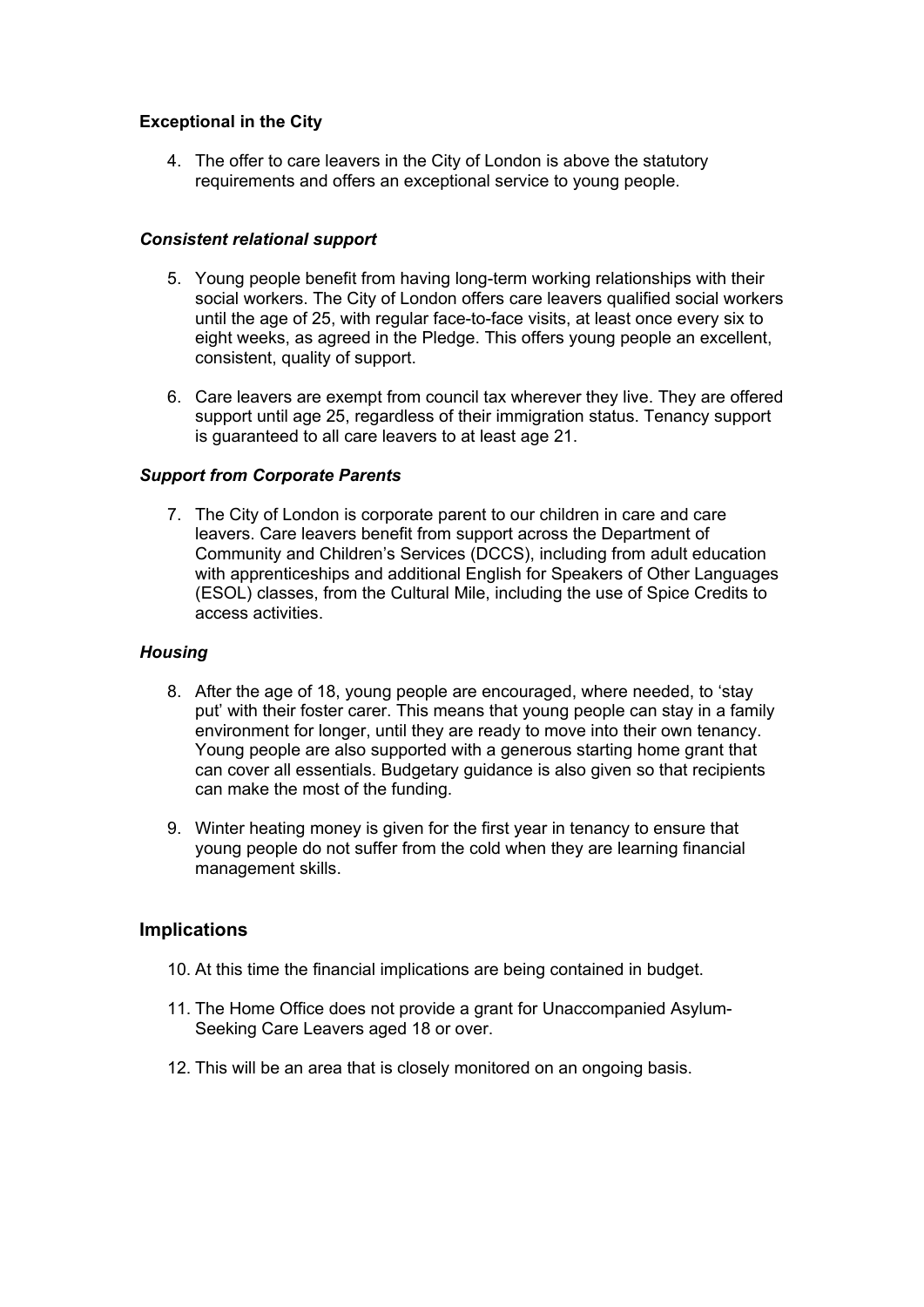**Exceptional in the City**

4. The offer to care leavers in the City of London is above the statutory requirements and offers an exceptional service to young people.

***Consistent relational support***

5. Young people benefit from having long-term working relationships with their social workers. The City of London offers care leavers qualified social workers until the age of 25, with regular face-to-face visits, at least once every six to eight weeks, as agreed in the Pledge. This offers young people an excellent, consistent, quality of support.

6. Care leavers are exempt from council tax wherever they live. They are offered support until age 25, regardless of their immigration status. Tenancy support is guaranteed to all care leavers to at least age 21.

***Support from Corporate Parents***

7. The City of London is corporate parent to our children in care and care leavers. Care leavers benefit from support across the Department of Community and Children's Services (DCCS), including from adult education with apprenticeships and additional English for Speakers of Other Languages (ESOL) classes, from the Cultural Mile, including the use of Spice Credits to access activities.

***Housing***

8. After the age of 18, young people are encouraged, where needed, to 'stay put' with their foster carer. This means that young people can stay in a family environment for longer, until they are ready to move into their own tenancy. Young people are also supported with a generous starting home grant that can cover all essentials. Budgetary guidance is also given so that recipients can make the most of the funding.

9. Winter heating money is given for the first year in tenancy to ensure that young people do not suffer from the cold when they are learning financial management skills.

## Implications

10. At this time the financial implications are being contained in budget.

11. The Home Office does not provide a grant for Unaccompanied Asylum-Seeking Care Leavers aged 18 or over.

12. This will be an area that is closely monitored on an ongoing basis.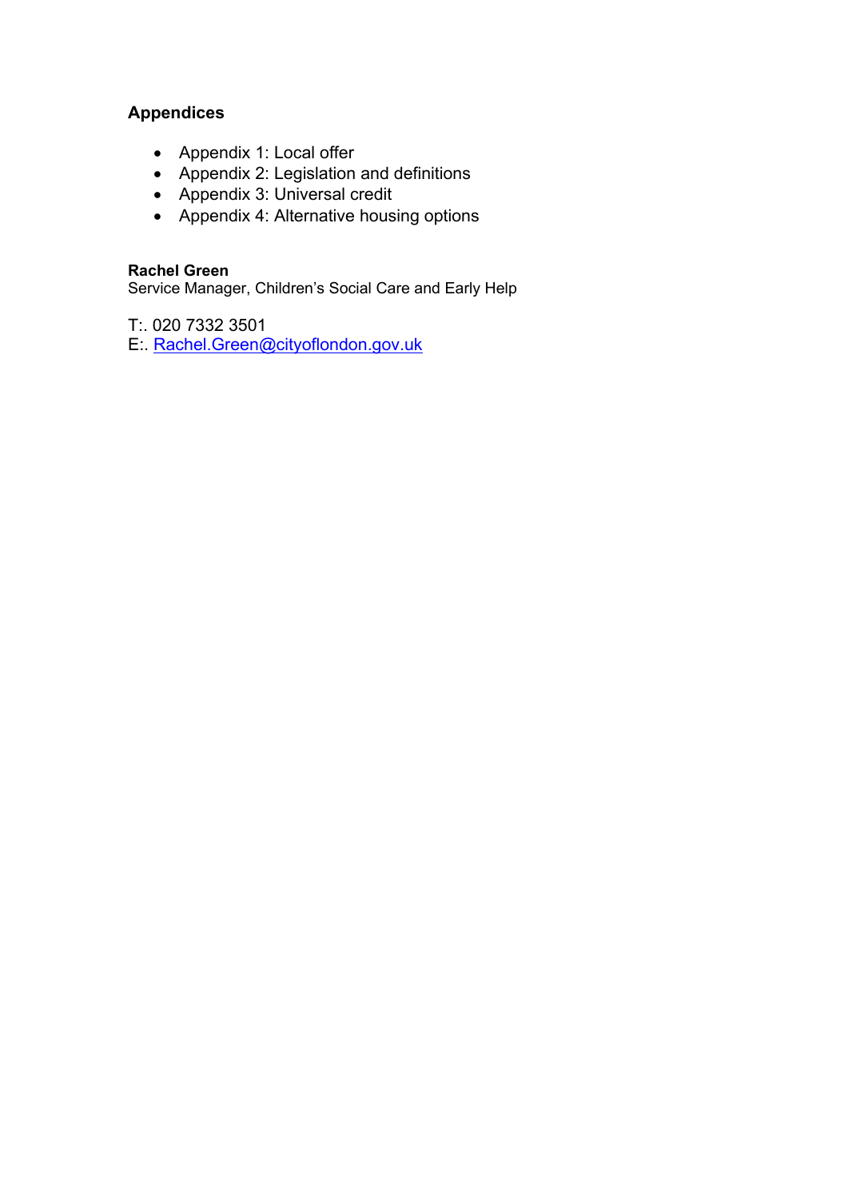**Appendices**

- Appendix 1: Local offer
- Appendix 2: Legislation and definitions
- Appendix 3: Universal credit
- Appendix 4: Alternative housing options

**Rachel Green**
Service Manager, Children's Social Care and Early Help

T:. 020 7332 3501
E:. Rachel.Green@cityoflondon.gov.uk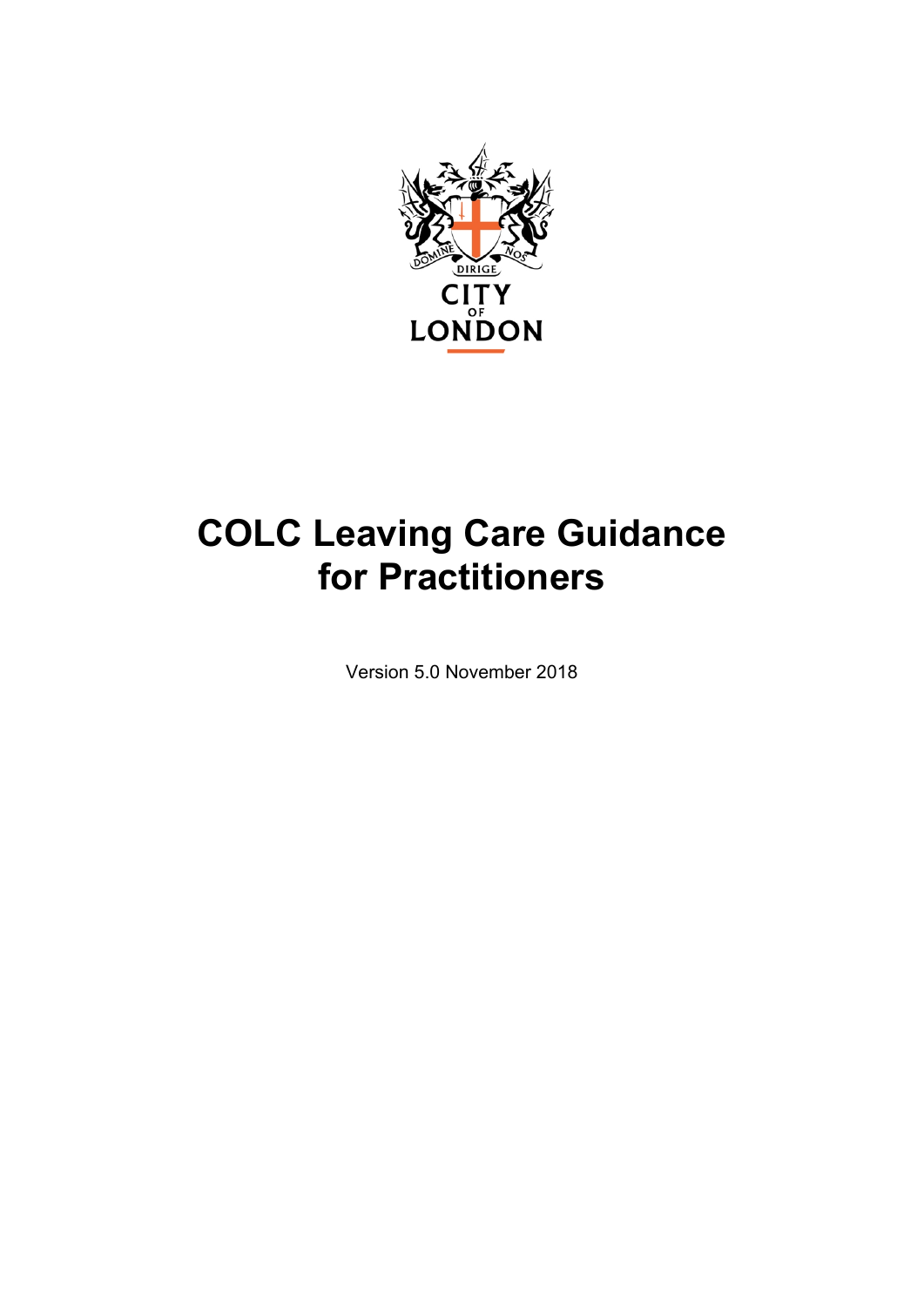# COLC Leaving Care Guidance for Practitioners

Version 5.0 November 2018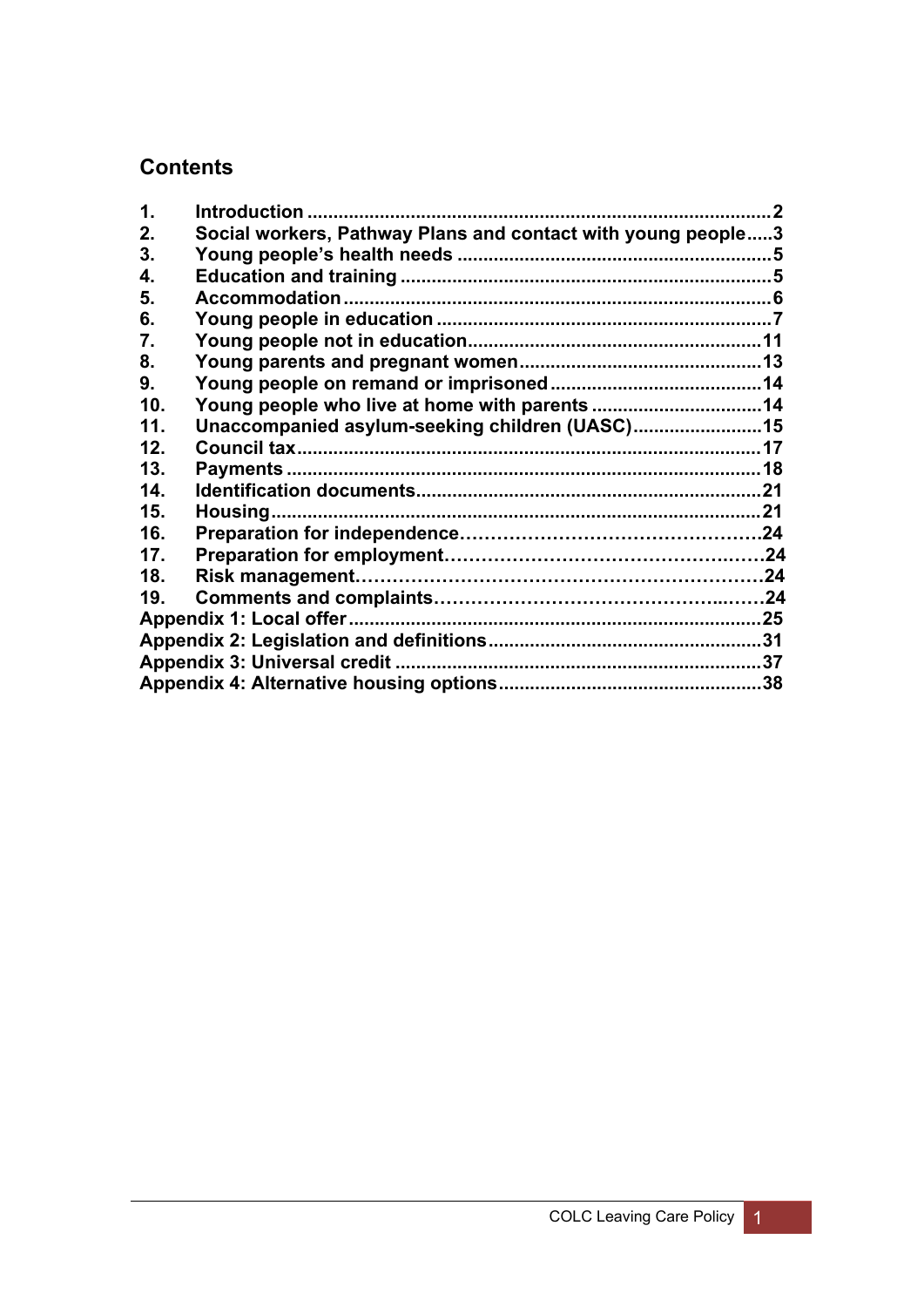## Contents

| | | |
|---|---|---|
| 1. | Introduction | 2 |
| 2. | Social workers, Pathway Plans and contact with young people | 3 |
| 3. | Young people's health needs | 5 |
| 4. | Education and training | 5 |
| 5. | Accommodation | 6 |
| 6. | Young people in education | 7 |
| 7. | Young people not in education | 11 |
| 8. | Young parents and pregnant women | 13 |
| 9. | Young people on remand or imprisoned | 14 |
| 10. | Young people who live at home with parents | 14 |
| 11. | Unaccompanied asylum-seeking children (UASC) | 15 |
| 12. | Council tax | 17 |
| 13. | Payments | 18 |
| 14. | Identification documents | 21 |
| 15. | Housing | 21 |
| 16. | Preparation for independence | 24 |
| 17. | Preparation for employment | 24 |
| 18. | Risk management | 24 |
| 19. | Comments and complaints | 24 |
| Appendix 1: Local offer | | 25 |
| Appendix 2: Legislation and definitions | | 31 |
| Appendix 3: Universal credit | | 37 |
| Appendix 4: Alternative housing options | | 38 |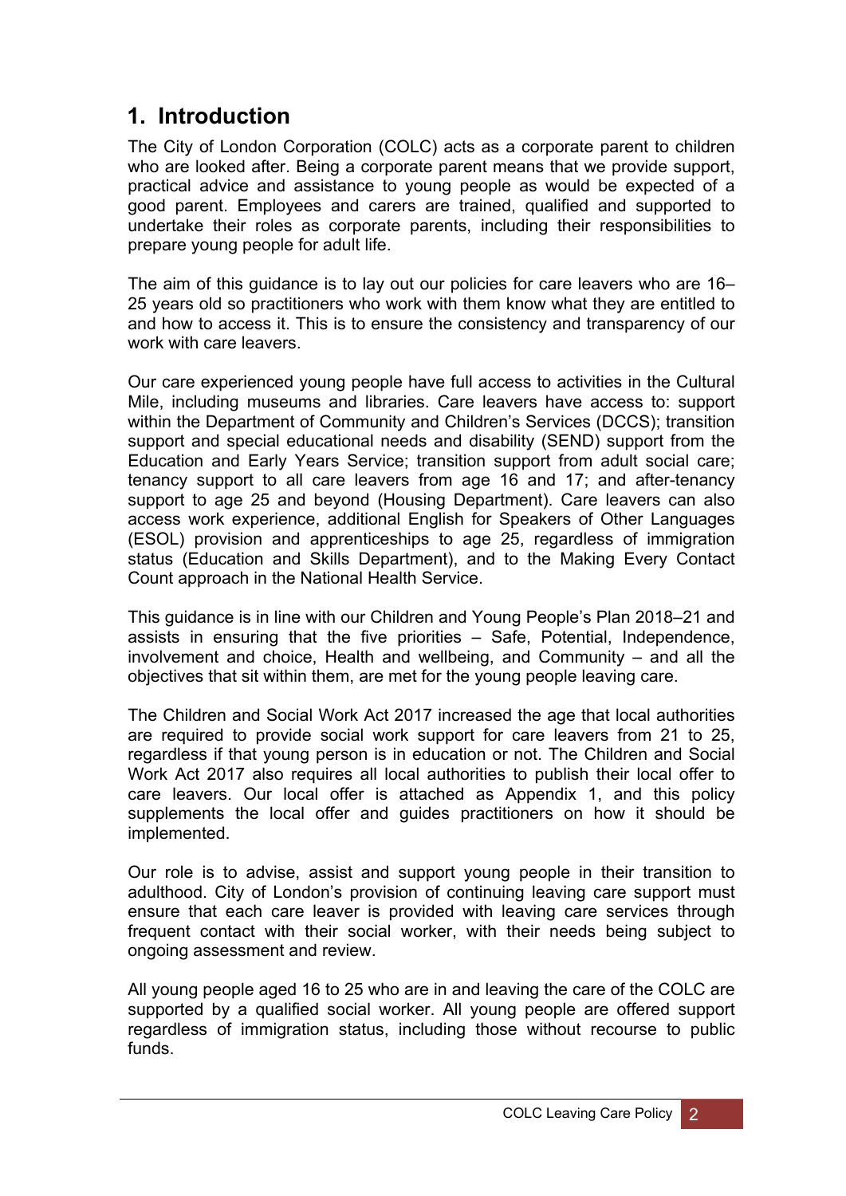# 1. Introduction

The City of London Corporation (COLC) acts as a corporate parent to children who are looked after. Being a corporate parent means that we provide support, practical advice and assistance to young people as would be expected of a good parent. Employees and carers are trained, qualified and supported to undertake their roles as corporate parents, including their responsibilities to prepare young people for adult life.

The aim of this guidance is to lay out our policies for care leavers who are 16–25 years old so practitioners who work with them know what they are entitled to and how to access it. This is to ensure the consistency and transparency of our work with care leavers.

Our care experienced young people have full access to activities in the Cultural Mile, including museums and libraries. Care leavers have access to: support within the Department of Community and Children's Services (DCCS); transition support and special educational needs and disability (SEND) support from the Education and Early Years Service; transition support from adult social care; tenancy support to all care leavers from age 16 and 17; and after-tenancy support to age 25 and beyond (Housing Department). Care leavers can also access work experience, additional English for Speakers of Other Languages (ESOL) provision and apprenticeships to age 25, regardless of immigration status (Education and Skills Department), and to the Making Every Contact Count approach in the National Health Service.

This guidance is in line with our Children and Young People's Plan 2018–21 and assists in ensuring that the five priorities – Safe, Potential, Independence, involvement and choice, Health and wellbeing, and Community – and all the objectives that sit within them, are met for the young people leaving care.

The Children and Social Work Act 2017 increased the age that local authorities are required to provide social work support for care leavers from 21 to 25, regardless if that young person is in education or not. The Children and Social Work Act 2017 also requires all local authorities to publish their local offer to care leavers. Our local offer is attached as Appendix 1, and this policy supplements the local offer and guides practitioners on how it should be implemented.

Our role is to advise, assist and support young people in their transition to adulthood. City of London's provision of continuing leaving care support must ensure that each care leaver is provided with leaving care services through frequent contact with their social worker, with their needs being subject to ongoing assessment and review.

All young people aged 16 to 25 who are in and leaving the care of the COLC are supported by a qualified social worker. All young people are offered support regardless of immigration status, including those without recourse to public funds.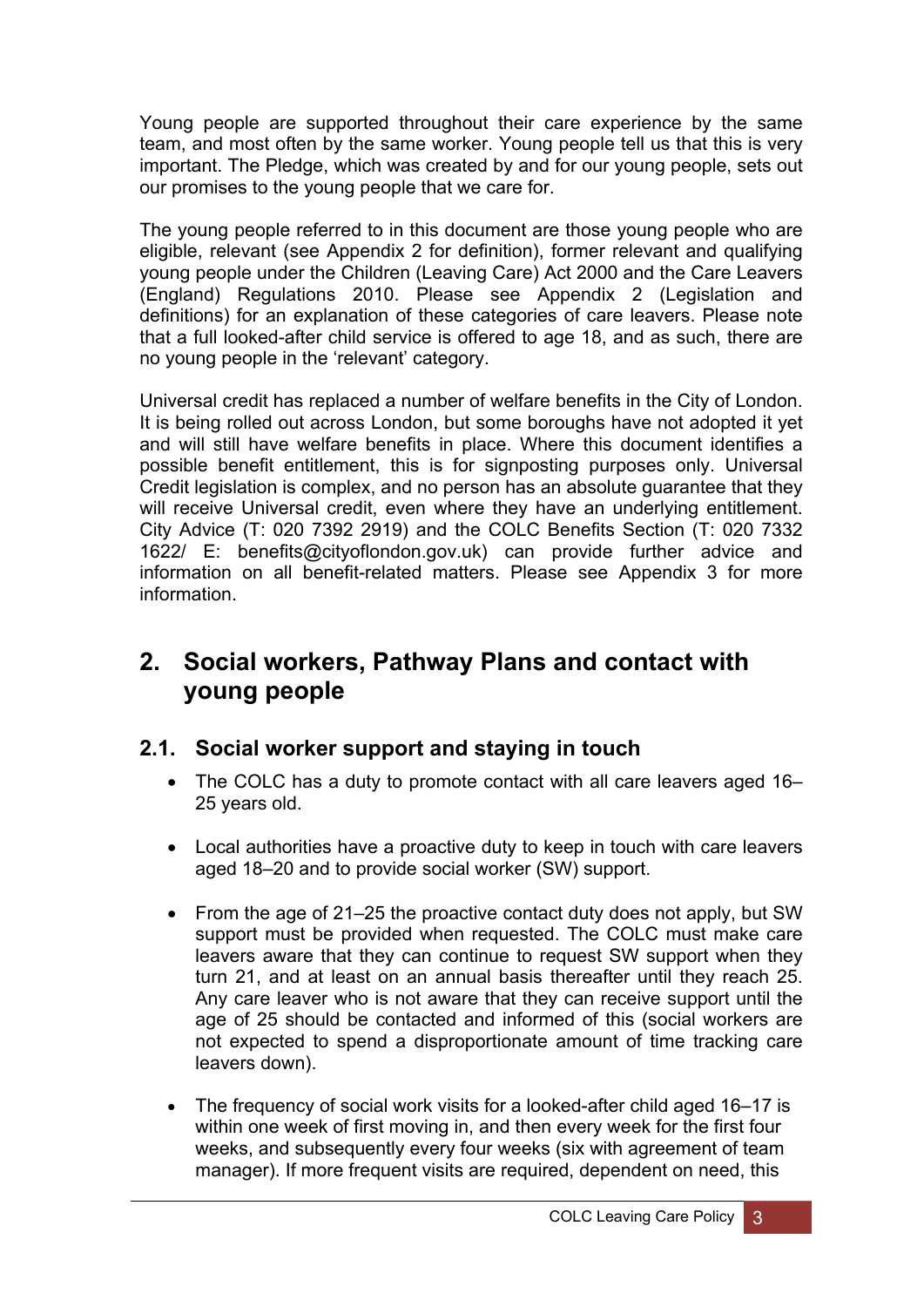Young people are supported throughout their care experience by the same team, and most often by the same worker. Young people tell us that this is very important. The Pledge, which was created by and for our young people, sets out our promises to the young people that we care for.

The young people referred to in this document are those young people who are eligible, relevant (see Appendix 2 for definition), former relevant and qualifying young people under the Children (Leaving Care) Act 2000 and the Care Leavers (England) Regulations 2010. Please see Appendix 2 (Legislation and definitions) for an explanation of these categories of care leavers. Please note that a full looked-after child service is offered to age 18, and as such, there are no young people in the 'relevant' category.

Universal credit has replaced a number of welfare benefits in the City of London. It is being rolled out across London, but some boroughs have not adopted it yet and will still have welfare benefits in place. Where this document identifies a possible benefit entitlement, this is for signposting purposes only. Universal Credit legislation is complex, and no person has an absolute guarantee that they will receive Universal credit, even where they have an underlying entitlement. City Advice (T: 020 7392 2919) and the COLC Benefits Section (T: 020 7332 1622/ E: benefits@cityoflondon.gov.uk) can provide further advice and information on all benefit-related matters. Please see Appendix 3 for more information.

## 2. Social workers, Pathway Plans and contact with young people

### 2.1. Social worker support and staying in touch

- The COLC has a duty to promote contact with all care leavers aged 16–25 years old.
- Local authorities have a proactive duty to keep in touch with care leavers aged 18–20 and to provide social worker (SW) support.
- From the age of 21–25 the proactive contact duty does not apply, but SW support must be provided when requested. The COLC must make care leavers aware that they can continue to request SW support when they turn 21, and at least on an annual basis thereafter until they reach 25. Any care leaver who is not aware that they can receive support until the age of 25 should be contacted and informed of this (social workers are not expected to spend a disproportionate amount of time tracking care leavers down).
- The frequency of social work visits for a looked-after child aged 16–17 is within one week of first moving in, and then every week for the first four weeks, and subsequently every four weeks (six with agreement of team manager). If more frequent visits are required, dependent on need, this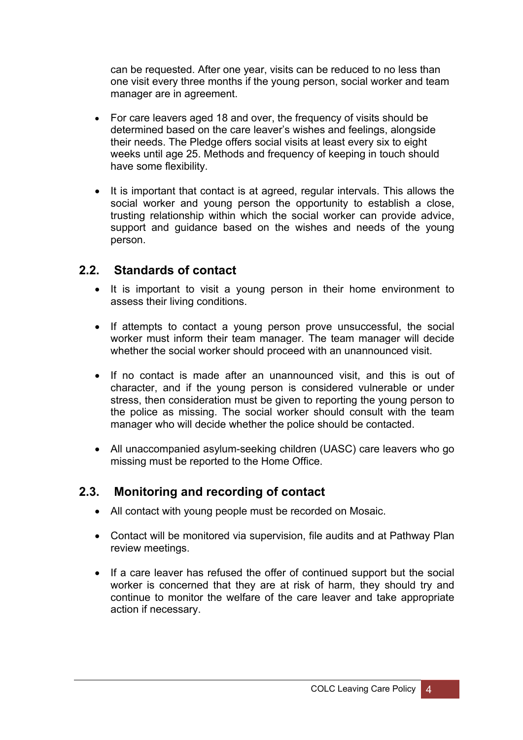can be requested. After one year, visits can be reduced to no less than one visit every three months if the young person, social worker and team manager are in agreement.

- For care leavers aged 18 and over, the frequency of visits should be determined based on the care leaver's wishes and feelings, alongside their needs. The Pledge offers social visits at least every six to eight weeks until age 25. Methods and frequency of keeping in touch should have some flexibility.

- It is important that contact is at agreed, regular intervals. This allows the social worker and young person the opportunity to establish a close, trusting relationship within which the social worker can provide advice, support and guidance based on the wishes and needs of the young person.

## 2.2. Standards of contact

- It is important to visit a young person in their home environment to assess their living conditions.

- If attempts to contact a young person prove unsuccessful, the social worker must inform their team manager. The team manager will decide whether the social worker should proceed with an unannounced visit.

- If no contact is made after an unannounced visit, and this is out of character, and if the young person is considered vulnerable or under stress, then consideration must be given to reporting the young person to the police as missing. The social worker should consult with the team manager who will decide whether the police should be contacted.

- All unaccompanied asylum-seeking children (UASC) care leavers who go missing must be reported to the Home Office.

## 2.3. Monitoring and recording of contact

- All contact with young people must be recorded on Mosaic.

- Contact will be monitored via supervision, file audits and at Pathway Plan review meetings.

- If a care leaver has refused the offer of continued support but the social worker is concerned that they are at risk of harm, they should try and continue to monitor the welfare of the care leaver and take appropriate action if necessary.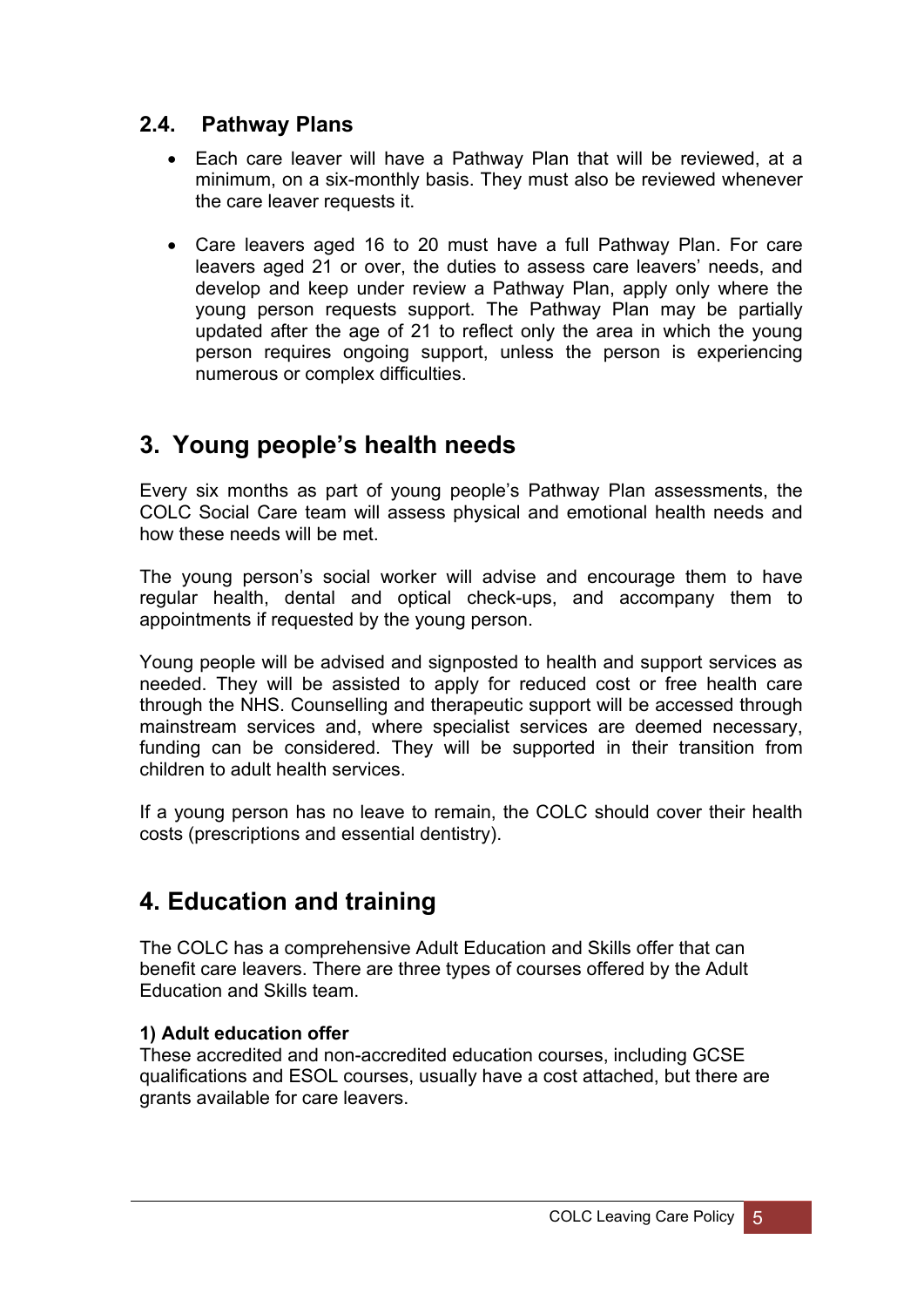### 2.4. Pathway Plans

- Each care leaver will have a Pathway Plan that will be reviewed, at a minimum, on a six-monthly basis. They must also be reviewed whenever the care leaver requests it.
- Care leavers aged 16 to 20 must have a full Pathway Plan. For care leavers aged 21 or over, the duties to assess care leavers' needs, and develop and keep under review a Pathway Plan, apply only where the young person requests support. The Pathway Plan may be partially updated after the age of 21 to reflect only the area in which the young person requires ongoing support, unless the person is experiencing numerous or complex difficulties.

## 3. Young people's health needs

Every six months as part of young people's Pathway Plan assessments, the COLC Social Care team will assess physical and emotional health needs and how these needs will be met.

The young person's social worker will advise and encourage them to have regular health, dental and optical check-ups, and accompany them to appointments if requested by the young person.

Young people will be advised and signposted to health and support services as needed. They will be assisted to apply for reduced cost or free health care through the NHS. Counselling and therapeutic support will be accessed through mainstream services and, where specialist services are deemed necessary, funding can be considered. They will be supported in their transition from children to adult health services.

If a young person has no leave to remain, the COLC should cover their health costs (prescriptions and essential dentistry).

## 4. Education and training

The COLC has a comprehensive Adult Education and Skills offer that can benefit care leavers. There are three types of courses offered by the Adult Education and Skills team.

**1) Adult education offer**
These accredited and non-accredited education courses, including GCSE qualifications and ESOL courses, usually have a cost attached, but there are grants available for care leavers.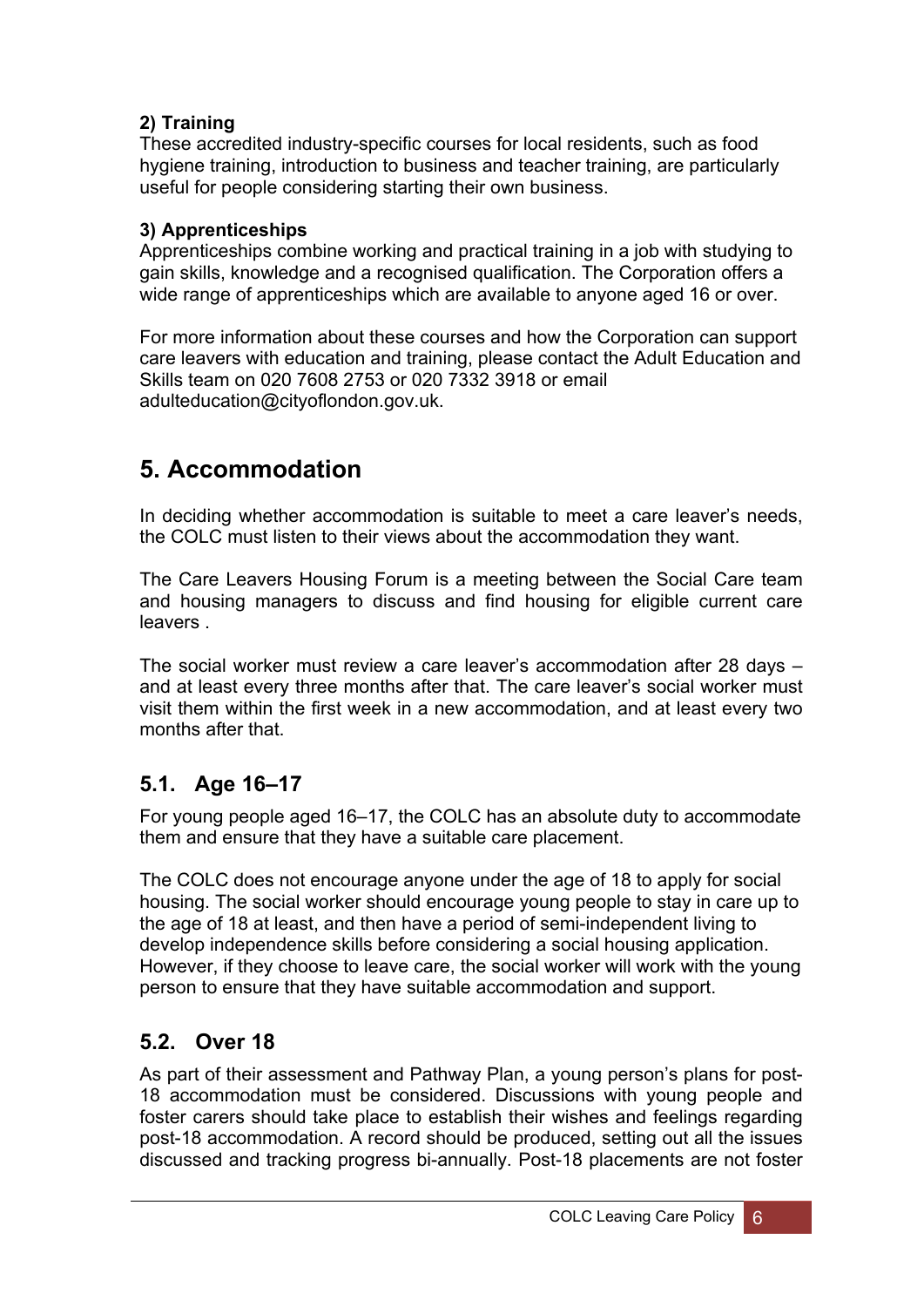**2) Training**
These accredited industry-specific courses for local residents, such as food hygiene training, introduction to business and teacher training, are particularly useful for people considering starting their own business.

**3) Apprenticeships**
Apprenticeships combine working and practical training in a job with studying to gain skills, knowledge and a recognised qualification. The Corporation offers a wide range of apprenticeships which are available to anyone aged 16 or over.

For more information about these courses and how the Corporation can support care leavers with education and training, please contact the Adult Education and Skills team on 020 7608 2753 or 020 7332 3918 or email adulteducation@cityoflondon.gov.uk.

# 5. Accommodation

In deciding whether accommodation is suitable to meet a care leaver's needs, the COLC must listen to their views about the accommodation they want.

The Care Leavers Housing Forum is a meeting between the Social Care team and housing managers to discuss and find housing for eligible current care leavers .

The social worker must review a care leaver's accommodation after 28 days – and at least every three months after that. The care leaver's social worker must visit them within the first week in a new accommodation, and at least every two months after that.

## 5.1. Age 16–17

For young people aged 16–17, the COLC has an absolute duty to accommodate them and ensure that they have a suitable care placement.

The COLC does not encourage anyone under the age of 18 to apply for social housing. The social worker should encourage young people to stay in care up to the age of 18 at least, and then have a period of semi-independent living to develop independence skills before considering a social housing application. However, if they choose to leave care, the social worker will work with the young person to ensure that they have suitable accommodation and support.

## 5.2. Over 18

As part of their assessment and Pathway Plan, a young person's plans for post-18 accommodation must be considered. Discussions with young people and foster carers should take place to establish their wishes and feelings regarding post-18 accommodation. A record should be produced, setting out all the issues discussed and tracking progress bi-annually. Post-18 placements are not foster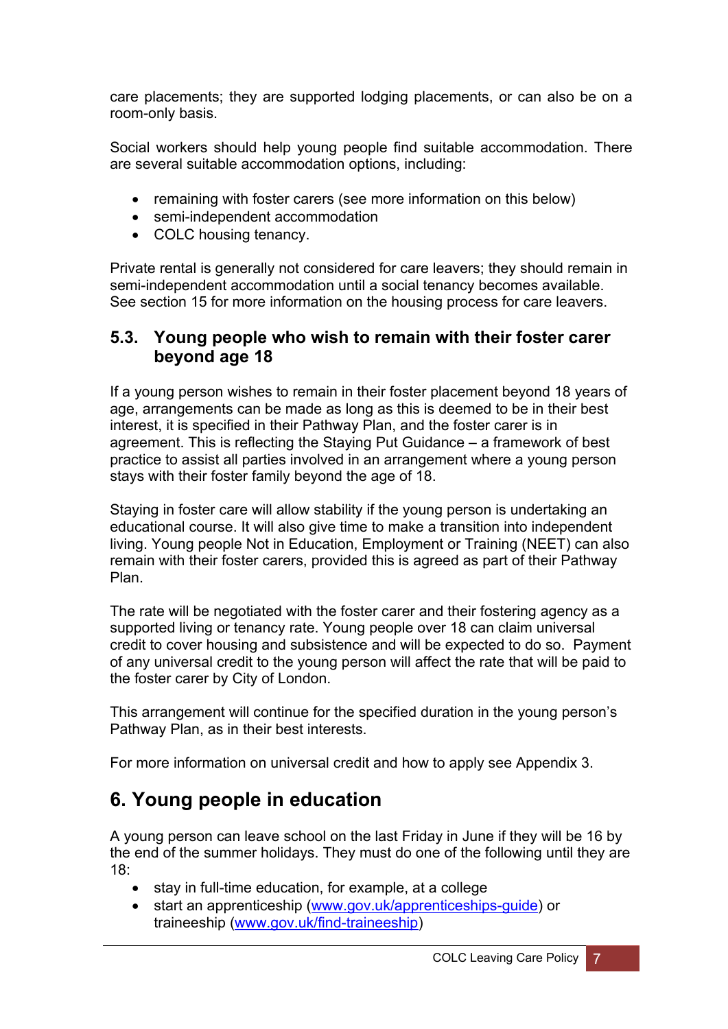care placements; they are supported lodging placements, or can also be on a room-only basis.

Social workers should help young people find suitable accommodation. There are several suitable accommodation options, including:

- remaining with foster carers (see more information on this below)
- semi-independent accommodation
- COLC housing tenancy.

Private rental is generally not considered for care leavers; they should remain in semi-independent accommodation until a social tenancy becomes available. See section 15 for more information on the housing process for care leavers.

### 5.3. Young people who wish to remain with their foster carer beyond age 18

If a young person wishes to remain in their foster placement beyond 18 years of age, arrangements can be made as long as this is deemed to be in their best interest, it is specified in their Pathway Plan, and the foster carer is in agreement. This is reflecting the Staying Put Guidance – a framework of best practice to assist all parties involved in an arrangement where a young person stays with their foster family beyond the age of 18.

Staying in foster care will allow stability if the young person is undertaking an educational course. It will also give time to make a transition into independent living. Young people Not in Education, Employment or Training (NEET) can also remain with their foster carers, provided this is agreed as part of their Pathway Plan.

The rate will be negotiated with the foster carer and their fostering agency as a supported living or tenancy rate. Young people over 18 can claim universal credit to cover housing and subsistence and will be expected to do so. Payment of any universal credit to the young person will affect the rate that will be paid to the foster carer by City of London.

This arrangement will continue for the specified duration in the young person's Pathway Plan, as in their best interests.

For more information on universal credit and how to apply see Appendix 3.

## 6. Young people in education

A young person can leave school on the last Friday in June if they will be 16 by the end of the summer holidays. They must do one of the following until they are 18:

- stay in full-time education, for example, at a college
- start an apprenticeship (www.gov.uk/apprenticeships-guide) or traineeship (www.gov.uk/find-traineeship)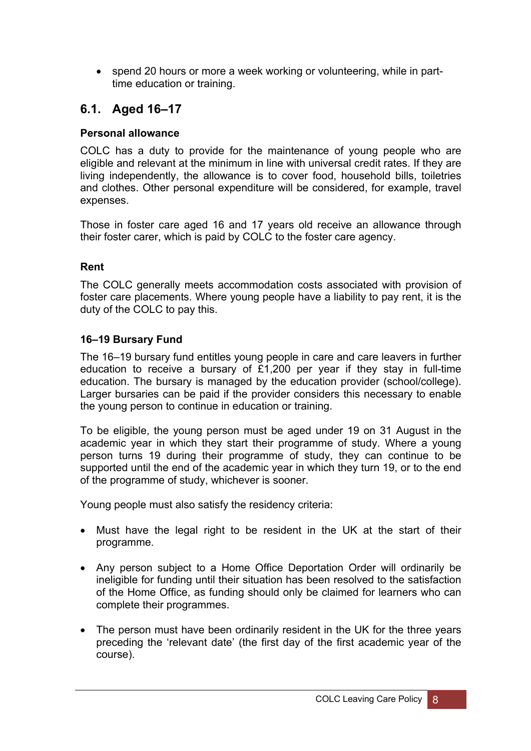- spend 20 hours or more a week working or volunteering, while in part-time education or training.

## 6.1. Aged 16–17

**Personal allowance**

COLC has a duty to provide for the maintenance of young people who are eligible and relevant at the minimum in line with universal credit rates. If they are living independently, the allowance is to cover food, household bills, toiletries and clothes. Other personal expenditure will be considered, for example, travel expenses.

Those in foster care aged 16 and 17 years old receive an allowance through their foster carer, which is paid by COLC to the foster care agency.

**Rent**

The COLC generally meets accommodation costs associated with provision of foster care placements. Where young people have a liability to pay rent, it is the duty of the COLC to pay this.

**16–19 Bursary Fund**

The 16–19 bursary fund entitles young people in care and care leavers in further education to receive a bursary of £1,200 per year if they stay in full-time education. The bursary is managed by the education provider (school/college). Larger bursaries can be paid if the provider considers this necessary to enable the young person to continue in education or training.

To be eligible, the young person must be aged under 19 on 31 August in the academic year in which they start their programme of study. Where a young person turns 19 during their programme of study, they can continue to be supported until the end of the academic year in which they turn 19, or to the end of the programme of study, whichever is sooner.

Young people must also satisfy the residency criteria:

- Must have the legal right to be resident in the UK at the start of their programme.
- Any person subject to a Home Office Deportation Order will ordinarily be ineligible for funding until their situation has been resolved to the satisfaction of the Home Office, as funding should only be claimed for learners who can complete their programmes.
- The person must have been ordinarily resident in the UK for the three years preceding the 'relevant date' (the first day of the first academic year of the course).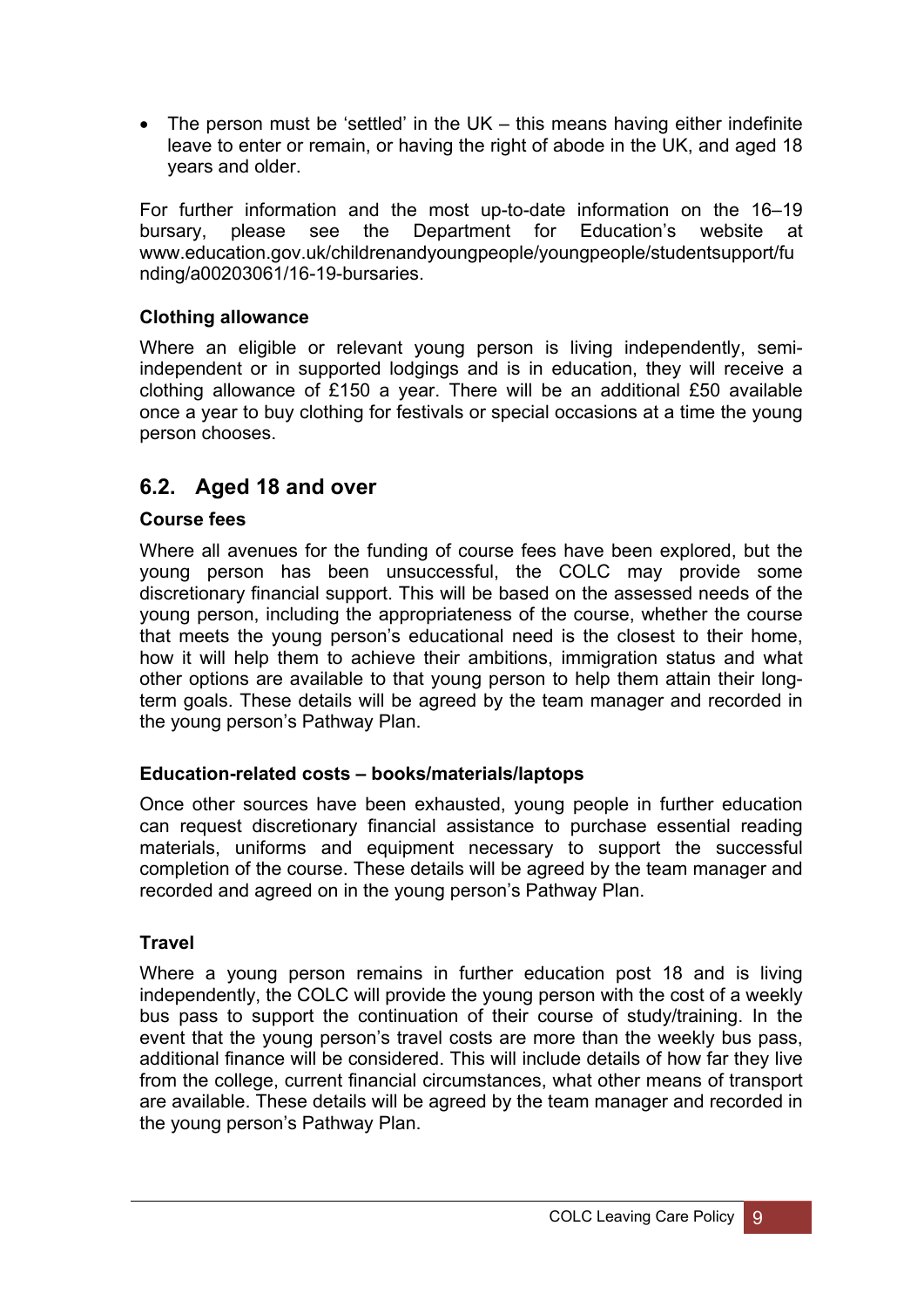- The person must be 'settled' in the UK – this means having either indefinite leave to enter or remain, or having the right of abode in the UK, and aged 18 years and older.

For further information and the most up-to-date information on the 16–19 bursary, please see the Department for Education's website at www.education.gov.uk/childrenandyoungpeople/youngpeople/studentsupport/funding/a00203061/16-19-bursaries.

**Clothing allowance**

Where an eligible or relevant young person is living independently, semi-independent or in supported lodgings and is in education, they will receive a clothing allowance of £150 a year. There will be an additional £50 available once a year to buy clothing for festivals or special occasions at a time the young person chooses.

## 6.2. Aged 18 and over

**Course fees**

Where all avenues for the funding of course fees have been explored, but the young person has been unsuccessful, the COLC may provide some discretionary financial support. This will be based on the assessed needs of the young person, including the appropriateness of the course, whether the course that meets the young person's educational need is the closest to their home, how it will help them to achieve their ambitions, immigration status and what other options are available to that young person to help them attain their long-term goals. These details will be agreed by the team manager and recorded in the young person's Pathway Plan.

**Education-related costs – books/materials/laptops**

Once other sources have been exhausted, young people in further education can request discretionary financial assistance to purchase essential reading materials, uniforms and equipment necessary to support the successful completion of the course. These details will be agreed by the team manager and recorded and agreed on in the young person's Pathway Plan.

**Travel**

Where a young person remains in further education post 18 and is living independently, the COLC will provide the young person with the cost of a weekly bus pass to support the continuation of their course of study/training. In the event that the young person's travel costs are more than the weekly bus pass, additional finance will be considered. This will include details of how far they live from the college, current financial circumstances, what other means of transport are available. These details will be agreed by the team manager and recorded in the young person's Pathway Plan.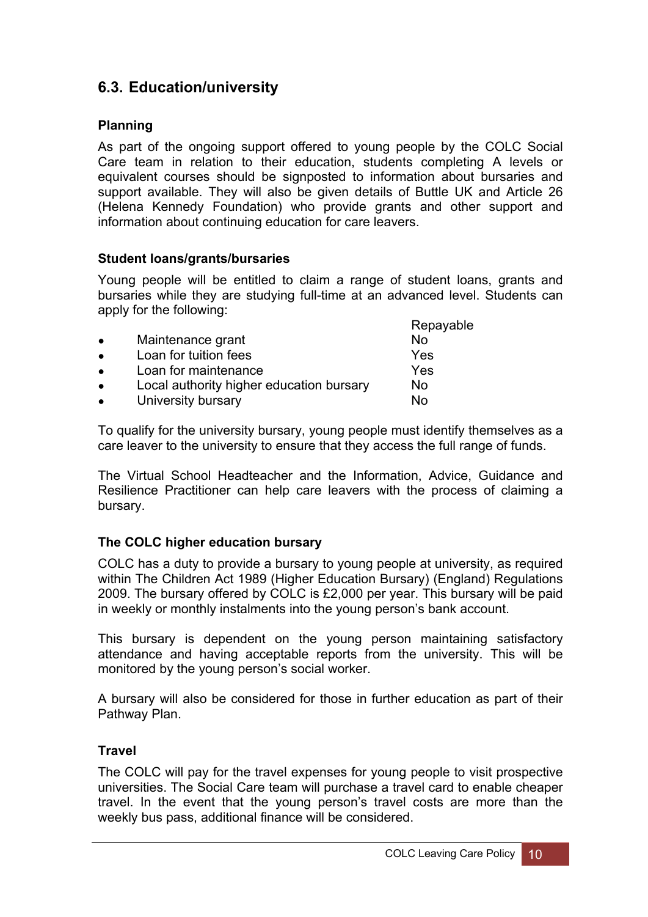## 6.3. Education/university

### Planning

As part of the ongoing support offered to young people by the COLC Social Care team in relation to their education, students completing A levels or equivalent courses should be signposted to information about bursaries and support available. They will also be given details of Buttle UK and Article 26 (Helena Kennedy Foundation) who provide grants and other support and information about continuing education for care leavers.

### Student loans/grants/bursaries

Young people will be entitled to claim a range of student loans, grants and bursaries while they are studying full-time at an advanced level. Students can apply for the following:

| | Repayable |
|---|---|
| • Maintenance grant | No |
| • Loan for tuition fees | Yes |
| • Loan for maintenance | Yes |
| • Local authority higher education bursary | No |
| • University bursary | No |

To qualify for the university bursary, young people must identify themselves as a care leaver to the university to ensure that they access the full range of funds.

The Virtual School Headteacher and the Information, Advice, Guidance and Resilience Practitioner can help care leavers with the process of claiming a bursary.

### The COLC higher education bursary

COLC has a duty to provide a bursary to young people at university, as required within The Children Act 1989 (Higher Education Bursary) (England) Regulations 2009. The bursary offered by COLC is £2,000 per year. This bursary will be paid in weekly or monthly instalments into the young person's bank account.

This bursary is dependent on the young person maintaining satisfactory attendance and having acceptable reports from the university. This will be monitored by the young person's social worker.

A bursary will also be considered for those in further education as part of their Pathway Plan.

### Travel

The COLC will pay for the travel expenses for young people to visit prospective universities. The Social Care team will purchase a travel card to enable cheaper travel. In the event that the young person's travel costs are more than the weekly bus pass, additional finance will be considered.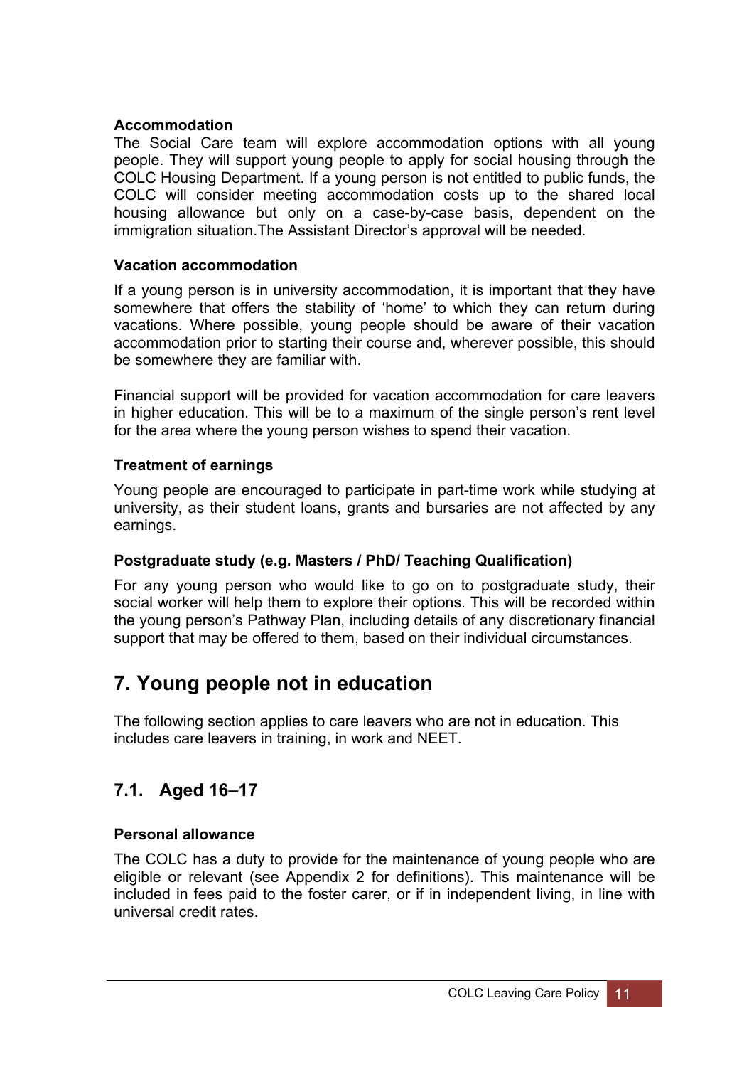**Accommodation**

The Social Care team will explore accommodation options with all young people. They will support young people to apply for social housing through the COLC Housing Department. If a young person is not entitled to public funds, the COLC will consider meeting accommodation costs up to the shared local housing allowance but only on a case-by-case basis, dependent on the immigration situation.The Assistant Director's approval will be needed.

**Vacation accommodation**

If a young person is in university accommodation, it is important that they have somewhere that offers the stability of 'home' to which they can return during vacations. Where possible, young people should be aware of their vacation accommodation prior to starting their course and, wherever possible, this should be somewhere they are familiar with.

Financial support will be provided for vacation accommodation for care leavers in higher education. This will be to a maximum of the single person's rent level for the area where the young person wishes to spend their vacation.

**Treatment of earnings**

Young people are encouraged to participate in part-time work while studying at university, as their student loans, grants and bursaries are not affected by any earnings.

**Postgraduate study (e.g. Masters / PhD/ Teaching Qualification)**

For any young person who would like to go on to postgraduate study, their social worker will help them to explore their options. This will be recorded within the young person's Pathway Plan, including details of any discretionary financial support that may be offered to them, based on their individual circumstances.

# 7. Young people not in education

The following section applies to care leavers who are not in education. This includes care leavers in training, in work and NEET.

## 7.1. Aged 16–17

**Personal allowance**

The COLC has a duty to provide for the maintenance of young people who are eligible or relevant (see Appendix 2 for definitions). This maintenance will be included in fees paid to the foster carer, or if in independent living, in line with universal credit rates.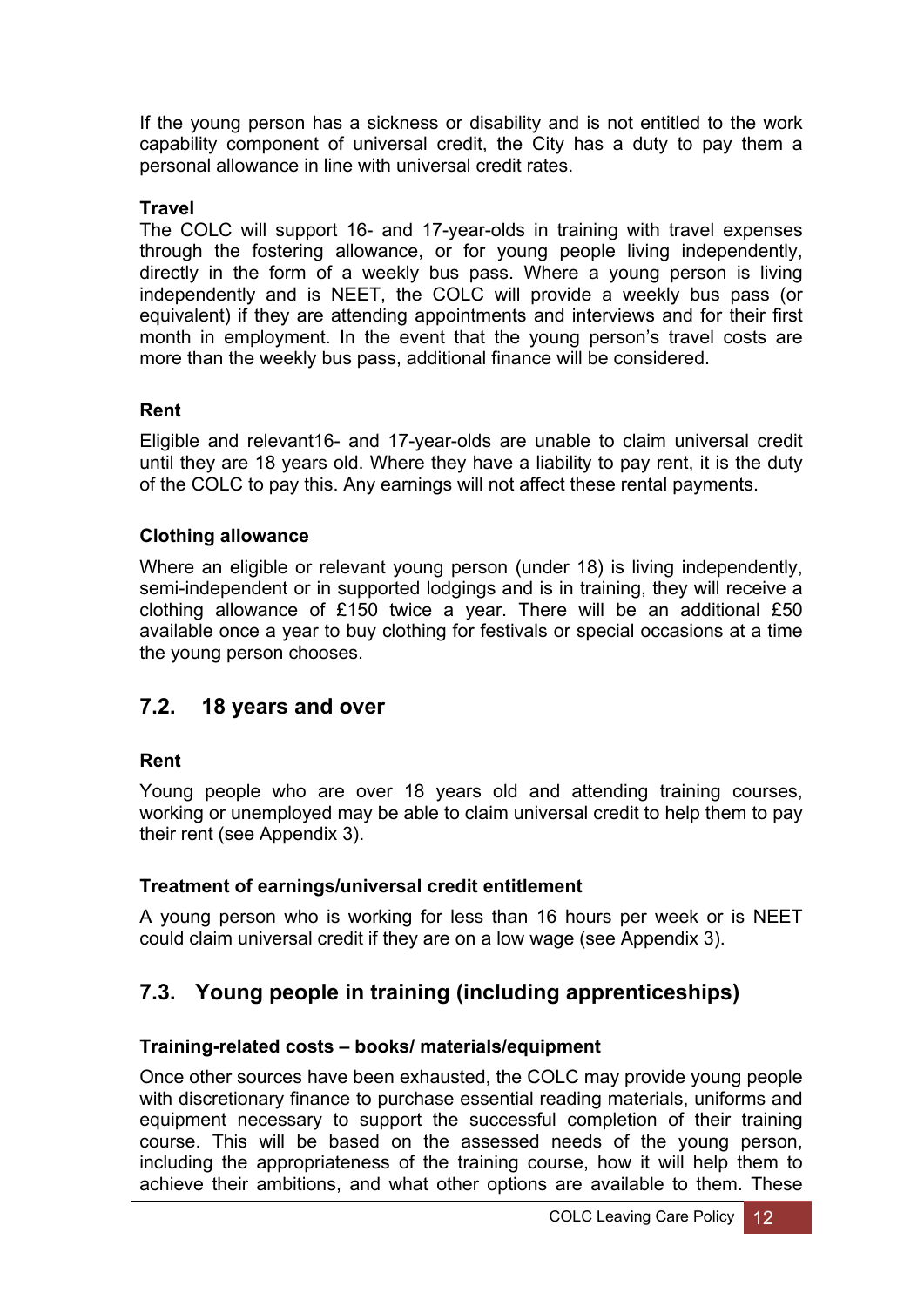If the young person has a sickness or disability and is not entitled to the work capability component of universal credit, the City has a duty to pay them a personal allowance in line with universal credit rates.

**Travel**

The COLC will support 16- and 17-year-olds in training with travel expenses through the fostering allowance, or for young people living independently, directly in the form of a weekly bus pass. Where a young person is living independently and is NEET, the COLC will provide a weekly bus pass (or equivalent) if they are attending appointments and interviews and for their first month in employment. In the event that the young person's travel costs are more than the weekly bus pass, additional finance will be considered.

**Rent**

Eligible and relevant16- and 17-year-olds are unable to claim universal credit until they are 18 years old. Where they have a liability to pay rent, it is the duty of the COLC to pay this. Any earnings will not affect these rental payments.

**Clothing allowance**

Where an eligible or relevant young person (under 18) is living independently, semi-independent or in supported lodgings and is in training, they will receive a clothing allowance of £150 twice a year. There will be an additional £50 available once a year to buy clothing for festivals or special occasions at a time the young person chooses.

## 7.2. 18 years and over

**Rent**

Young people who are over 18 years old and attending training courses, working or unemployed may be able to claim universal credit to help them to pay their rent (see Appendix 3).

**Treatment of earnings/universal credit entitlement**

A young person who is working for less than 16 hours per week or is NEET could claim universal credit if they are on a low wage (see Appendix 3).

## 7.3. Young people in training (including apprenticeships)

**Training-related costs – books/ materials/equipment**

Once other sources have been exhausted, the COLC may provide young people with discretionary finance to purchase essential reading materials, uniforms and equipment necessary to support the successful completion of their training course. This will be based on the assessed needs of the young person, including the appropriateness of the training course, how it will help them to achieve their ambitions, and what other options are available to them. These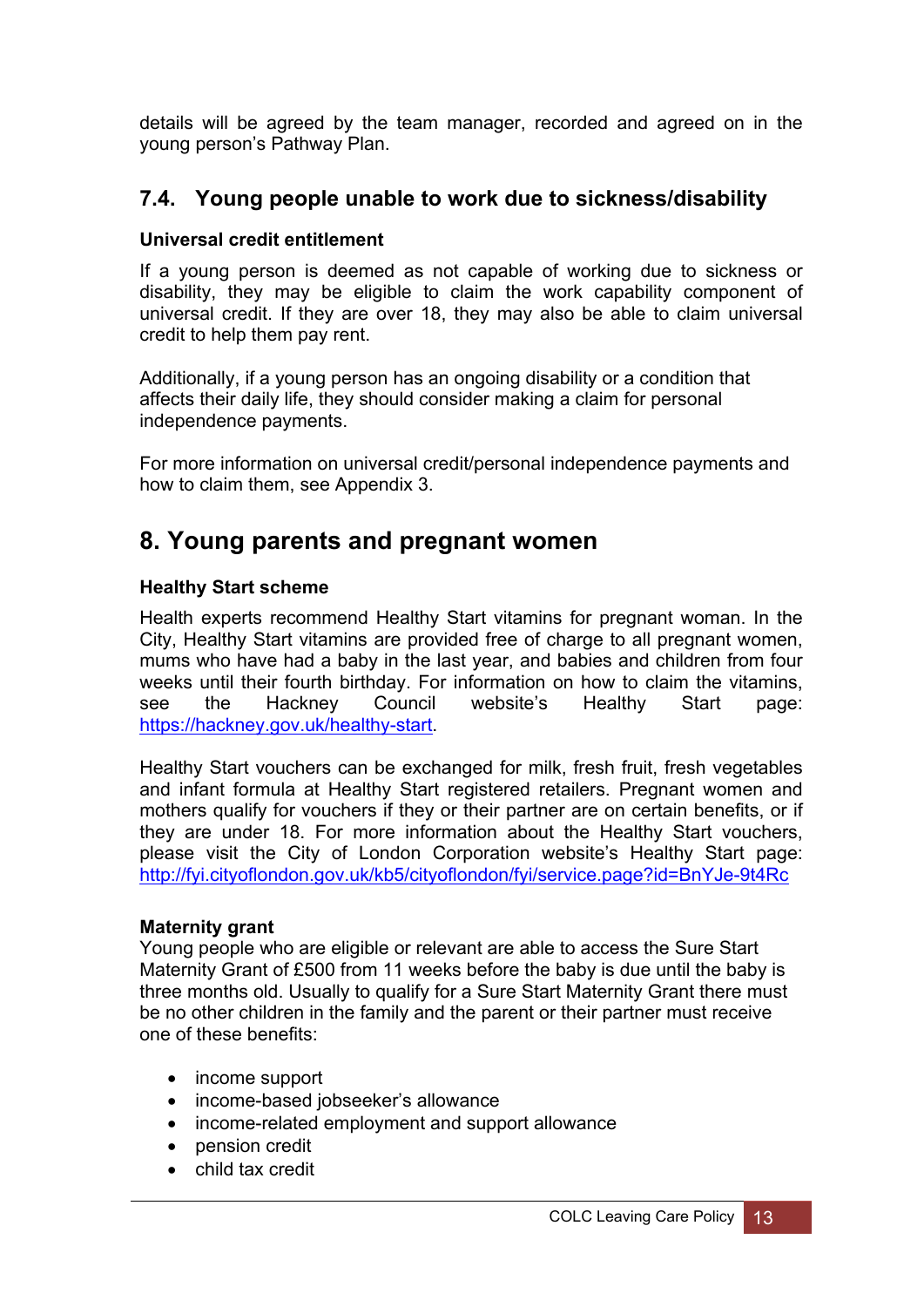details will be agreed by the team manager, recorded and agreed on in the young person's Pathway Plan.

## 7.4. Young people unable to work due to sickness/disability

**Universal credit entitlement**

If a young person is deemed as not capable of working due to sickness or disability, they may be eligible to claim the work capability component of universal credit. If they are over 18, they may also be able to claim universal credit to help them pay rent.

Additionally, if a young person has an ongoing disability or a condition that affects their daily life, they should consider making a claim for personal independence payments.

For more information on universal credit/personal independence payments and how to claim them, see Appendix 3.

# 8. Young parents and pregnant women

**Healthy Start scheme**

Health experts recommend Healthy Start vitamins for pregnant woman. In the City, Healthy Start vitamins are provided free of charge to all pregnant women, mums who have had a baby in the last year, and babies and children from four weeks until their fourth birthday. For information on how to claim the vitamins, see the Hackney Council website's Healthy Start page: https://hackney.gov.uk/healthy-start.

Healthy Start vouchers can be exchanged for milk, fresh fruit, fresh vegetables and infant formula at Healthy Start registered retailers. Pregnant women and mothers qualify for vouchers if they or their partner are on certain benefits, or if they are under 18. For more information about the Healthy Start vouchers, please visit the City of London Corporation website's Healthy Start page: http://fyi.cityoflondon.gov.uk/kb5/cityoflondon/fyi/service.page?id=BnYJe-9t4Rc

**Maternity grant**

Young people who are eligible or relevant are able to access the Sure Start Maternity Grant of £500 from 11 weeks before the baby is due until the baby is three months old. Usually to qualify for a Sure Start Maternity Grant there must be no other children in the family and the parent or their partner must receive one of these benefits:

- income support
- income-based jobseeker's allowance
- income-related employment and support allowance
- pension credit
- child tax credit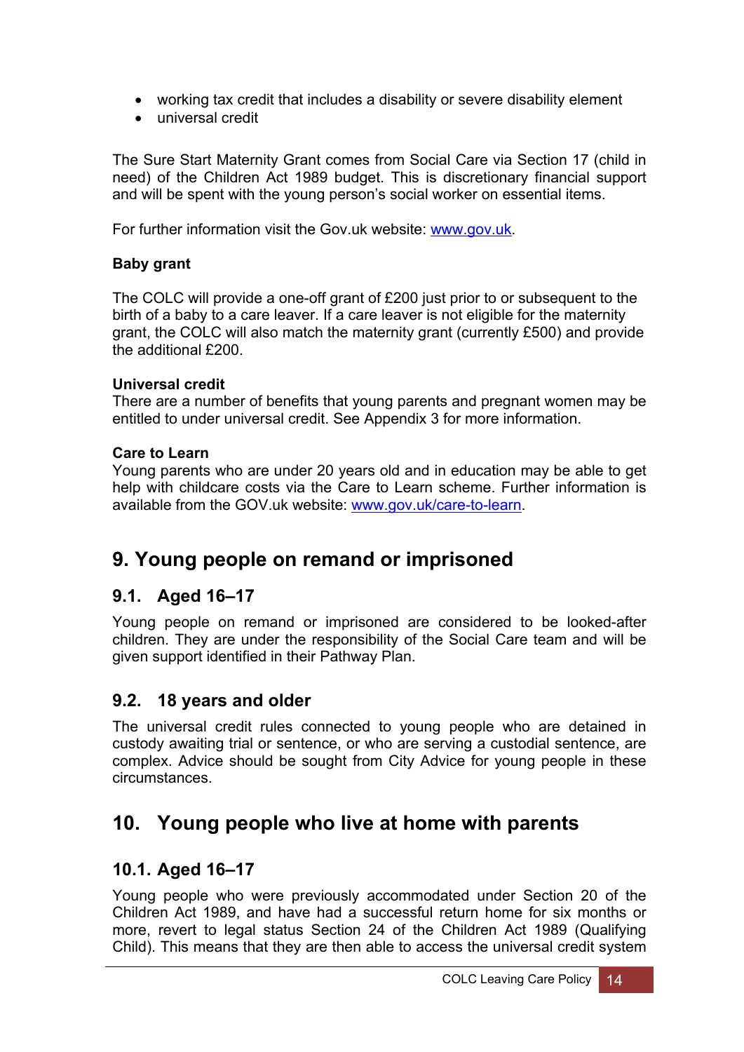- working tax credit that includes a disability or severe disability element
- universal credit

The Sure Start Maternity Grant comes from Social Care via Section 17 (child in need) of the Children Act 1989 budget. This is discretionary financial support and will be spent with the young person's social worker on essential items.

For further information visit the Gov.uk website: [www.gov.uk](http://www.gov.uk).

**Baby grant**

The COLC will provide a one-off grant of £200 just prior to or subsequent to the birth of a baby to a care leaver. If a care leaver is not eligible for the maternity grant, the COLC will also match the maternity grant (currently £500) and provide the additional £200.

**Universal credit**
There are a number of benefits that young parents and pregnant women may be entitled to under universal credit. See Appendix 3 for more information.

**Care to Learn**
Young parents who are under 20 years old and in education may be able to get help with childcare costs via the Care to Learn scheme. Further information is available from the GOV.uk website: [www.gov.uk/care-to-learn](http://www.gov.uk/care-to-learn).

# 9. Young people on remand or imprisoned

## 9.1. Aged 16–17

Young people on remand or imprisoned are considered to be looked-after children. They are under the responsibility of the Social Care team and will be given support identified in their Pathway Plan.

## 9.2. 18 years and older

The universal credit rules connected to young people who are detained in custody awaiting trial or sentence, or who are serving a custodial sentence, are complex. Advice should be sought from City Advice for young people in these circumstances.

# 10. Young people who live at home with parents

## 10.1. Aged 16–17

Young people who were previously accommodated under Section 20 of the Children Act 1989, and have had a successful return home for six months or more, revert to legal status Section 24 of the Children Act 1989 (Qualifying Child). This means that they are then able to access the universal credit system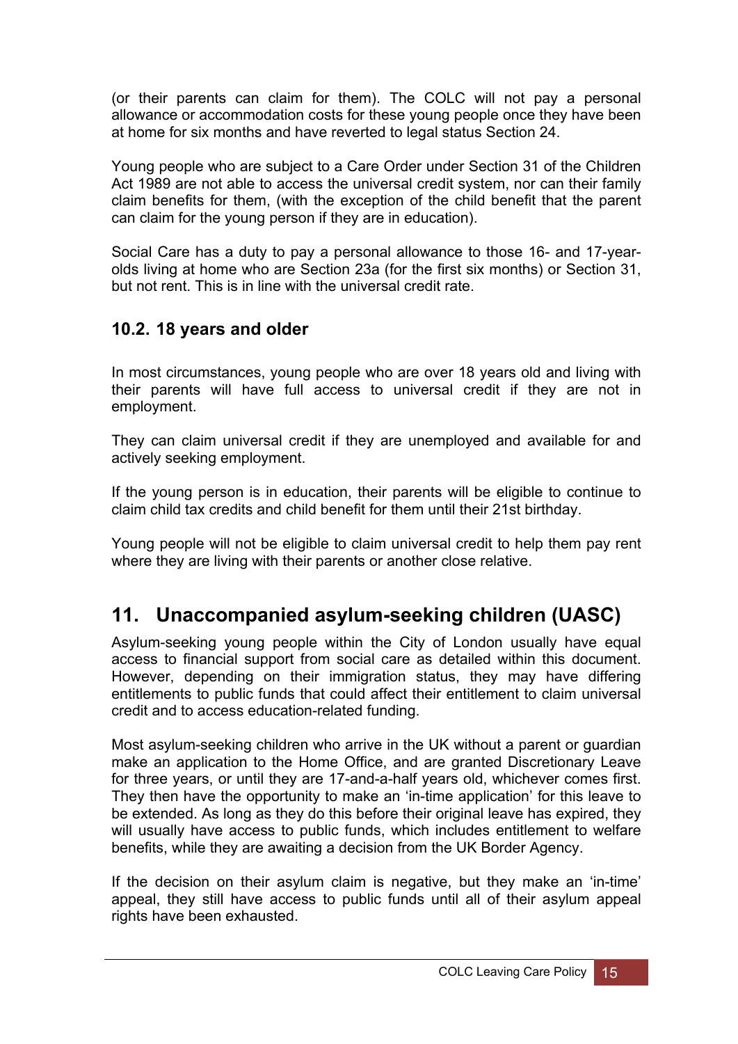(or their parents can claim for them). The COLC will not pay a personal allowance or accommodation costs for these young people once they have been at home for six months and have reverted to legal status Section 24.

Young people who are subject to a Care Order under Section 31 of the Children Act 1989 are not able to access the universal credit system, nor can their family claim benefits for them, (with the exception of the child benefit that the parent can claim for the young person if they are in education).

Social Care has a duty to pay a personal allowance to those 16- and 17-year-olds living at home who are Section 23a (for the first six months) or Section 31, but not rent. This is in line with the universal credit rate.

### 10.2. 18 years and older

In most circumstances, young people who are over 18 years old and living with their parents will have full access to universal credit if they are not in employment.

They can claim universal credit if they are unemployed and available for and actively seeking employment.

If the young person is in education, their parents will be eligible to continue to claim child tax credits and child benefit for them until their 21st birthday.

Young people will not be eligible to claim universal credit to help them pay rent where they are living with their parents or another close relative.

## 11. Unaccompanied asylum-seeking children (UASC)

Asylum-seeking young people within the City of London usually have equal access to financial support from social care as detailed within this document. However, depending on their immigration status, they may have differing entitlements to public funds that could affect their entitlement to claim universal credit and to access education-related funding.

Most asylum-seeking children who arrive in the UK without a parent or guardian make an application to the Home Office, and are granted Discretionary Leave for three years, or until they are 17-and-a-half years old, whichever comes first. They then have the opportunity to make an 'in-time application' for this leave to be extended. As long as they do this before their original leave has expired, they will usually have access to public funds, which includes entitlement to welfare benefits, while they are awaiting a decision from the UK Border Agency.

If the decision on their asylum claim is negative, but they make an 'in-time' appeal, they still have access to public funds until all of their asylum appeal rights have been exhausted.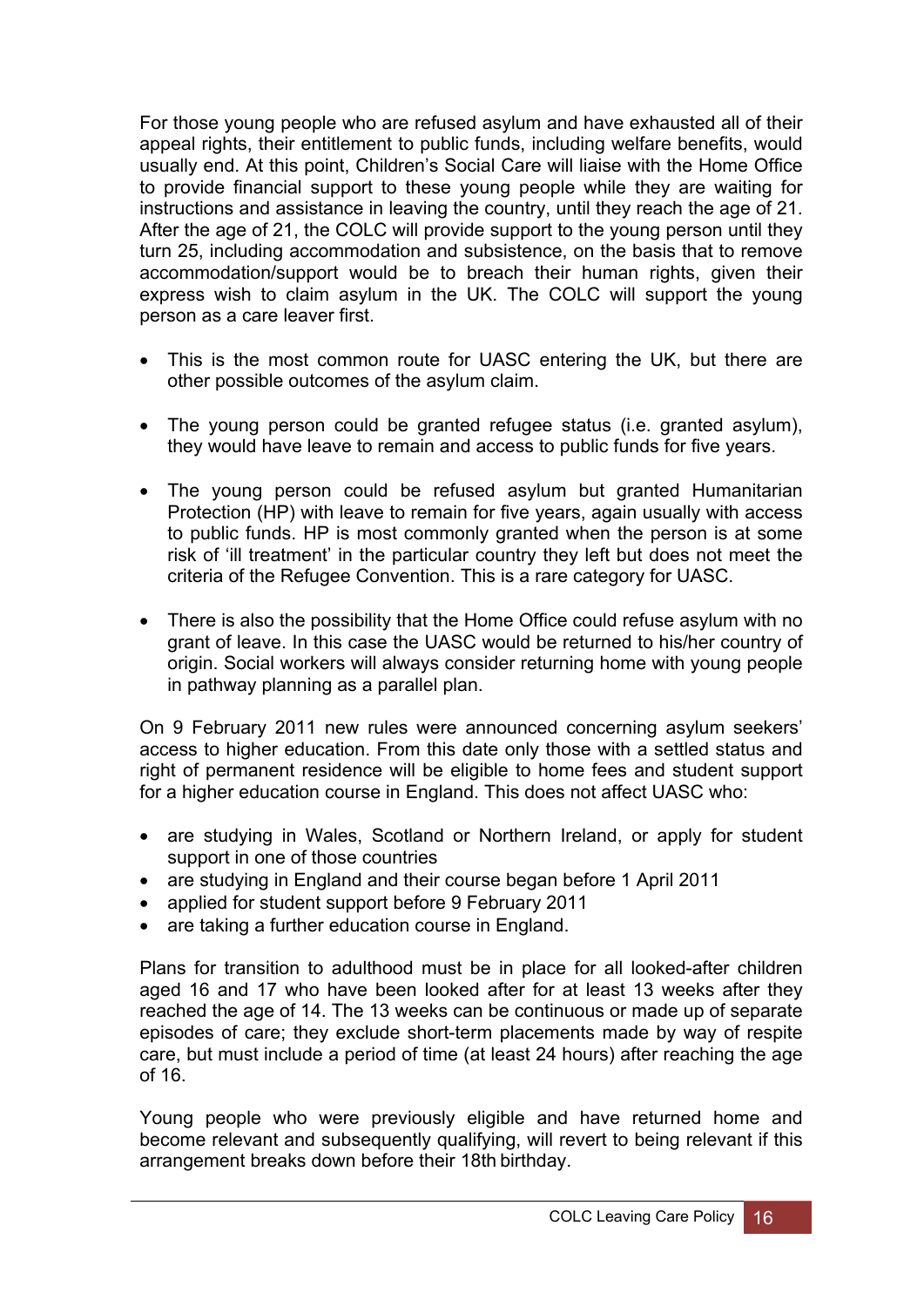For those young people who are refused asylum and have exhausted all of their appeal rights, their entitlement to public funds, including welfare benefits, would usually end. At this point, Children's Social Care will liaise with the Home Office to provide financial support to these young people while they are waiting for instructions and assistance in leaving the country, until they reach the age of 21. After the age of 21, the COLC will provide support to the young person until they turn 25, including accommodation and subsistence, on the basis that to remove accommodation/support would be to breach their human rights, given their express wish to claim asylum in the UK. The COLC will support the young person as a care leaver first.

- This is the most common route for UASC entering the UK, but there are other possible outcomes of the asylum claim.
- The young person could be granted refugee status (i.e. granted asylum), they would have leave to remain and access to public funds for five years.
- The young person could be refused asylum but granted Humanitarian Protection (HP) with leave to remain for five years, again usually with access to public funds. HP is most commonly granted when the person is at some risk of 'ill treatment' in the particular country they left but does not meet the criteria of the Refugee Convention. This is a rare category for UASC.
- There is also the possibility that the Home Office could refuse asylum with no grant of leave. In this case the UASC would be returned to his/her country of origin. Social workers will always consider returning home with young people in pathway planning as a parallel plan.

On 9 February 2011 new rules were announced concerning asylum seekers' access to higher education. From this date only those with a settled status and right of permanent residence will be eligible to home fees and student support for a higher education course in England. This does not affect UASC who:

- are studying in Wales, Scotland or Northern Ireland, or apply for student support in one of those countries
- are studying in England and their course began before 1 April 2011
- applied for student support before 9 February 2011
- are taking a further education course in England.

Plans for transition to adulthood must be in place for all looked-after children aged 16 and 17 who have been looked after for at least 13 weeks after they reached the age of 14. The 13 weeks can be continuous or made up of separate episodes of care; they exclude short-term placements made by way of respite care, but must include a period of time (at least 24 hours) after reaching the age of 16.

Young people who were previously eligible and have returned home and become relevant and subsequently qualifying, will revert to being relevant if this arrangement breaks down before their 18th birthday.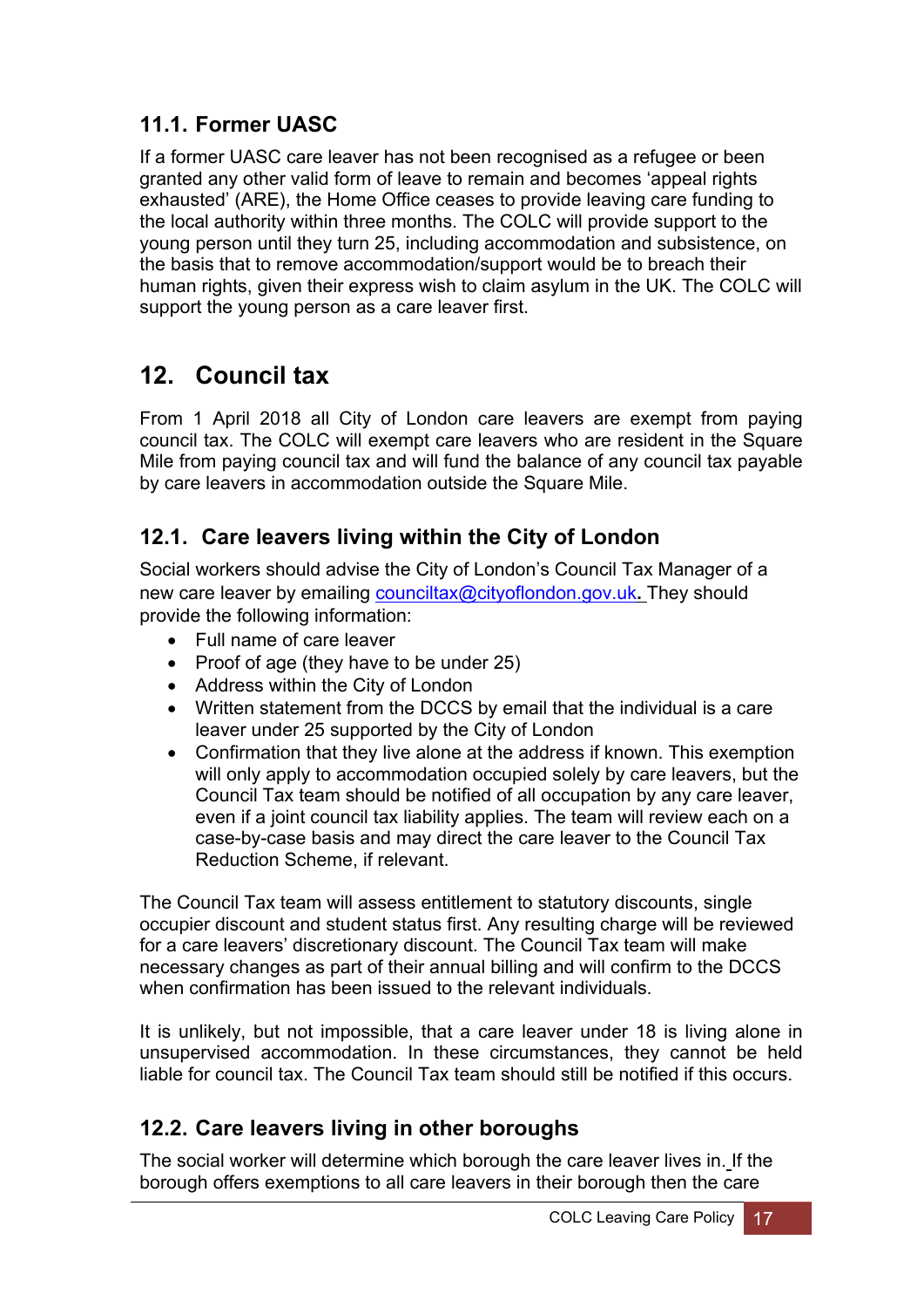### 11.1. Former UASC

If a former UASC care leaver has not been recognised as a refugee or been granted any other valid form of leave to remain and becomes 'appeal rights exhausted' (ARE), the Home Office ceases to provide leaving care funding to the local authority within three months. The COLC will provide support to the young person until they turn 25, including accommodation and subsistence, on the basis that to remove accommodation/support would be to breach their human rights, given their express wish to claim asylum in the UK. The COLC will support the young person as a care leaver first.

## 12. Council tax

From 1 April 2018 all City of London care leavers are exempt from paying council tax. The COLC will exempt care leavers who are resident in the Square Mile from paying council tax and will fund the balance of any council tax payable by care leavers in accommodation outside the Square Mile.

### 12.1. Care leavers living within the City of London

Social workers should advise the City of London's Council Tax Manager of a new care leaver by emailing [counciltax@cityoflondon.gov.uk](mailto:counciltax@cityoflondon.gov.uk). They should provide the following information:

- Full name of care leaver
- Proof of age (they have to be under 25)
- Address within the City of London
- Written statement from the DCCS by email that the individual is a care leaver under 25 supported by the City of London
- Confirmation that they live alone at the address if known. This exemption will only apply to accommodation occupied solely by care leavers, but the Council Tax team should be notified of all occupation by any care leaver, even if a joint council tax liability applies. The team will review each on a case-by-case basis and may direct the care leaver to the Council Tax Reduction Scheme, if relevant.

The Council Tax team will assess entitlement to statutory discounts, single occupier discount and student status first. Any resulting charge will be reviewed for a care leavers' discretionary discount. The Council Tax team will make necessary changes as part of their annual billing and will confirm to the DCCS when confirmation has been issued to the relevant individuals.

It is unlikely, but not impossible, that a care leaver under 18 is living alone in unsupervised accommodation. In these circumstances, they cannot be held liable for council tax. The Council Tax team should still be notified if this occurs.

### 12.2. Care leavers living in other boroughs

The social worker will determine which borough the care leaver lives in. If the borough offers exemptions to all care leavers in their borough then the care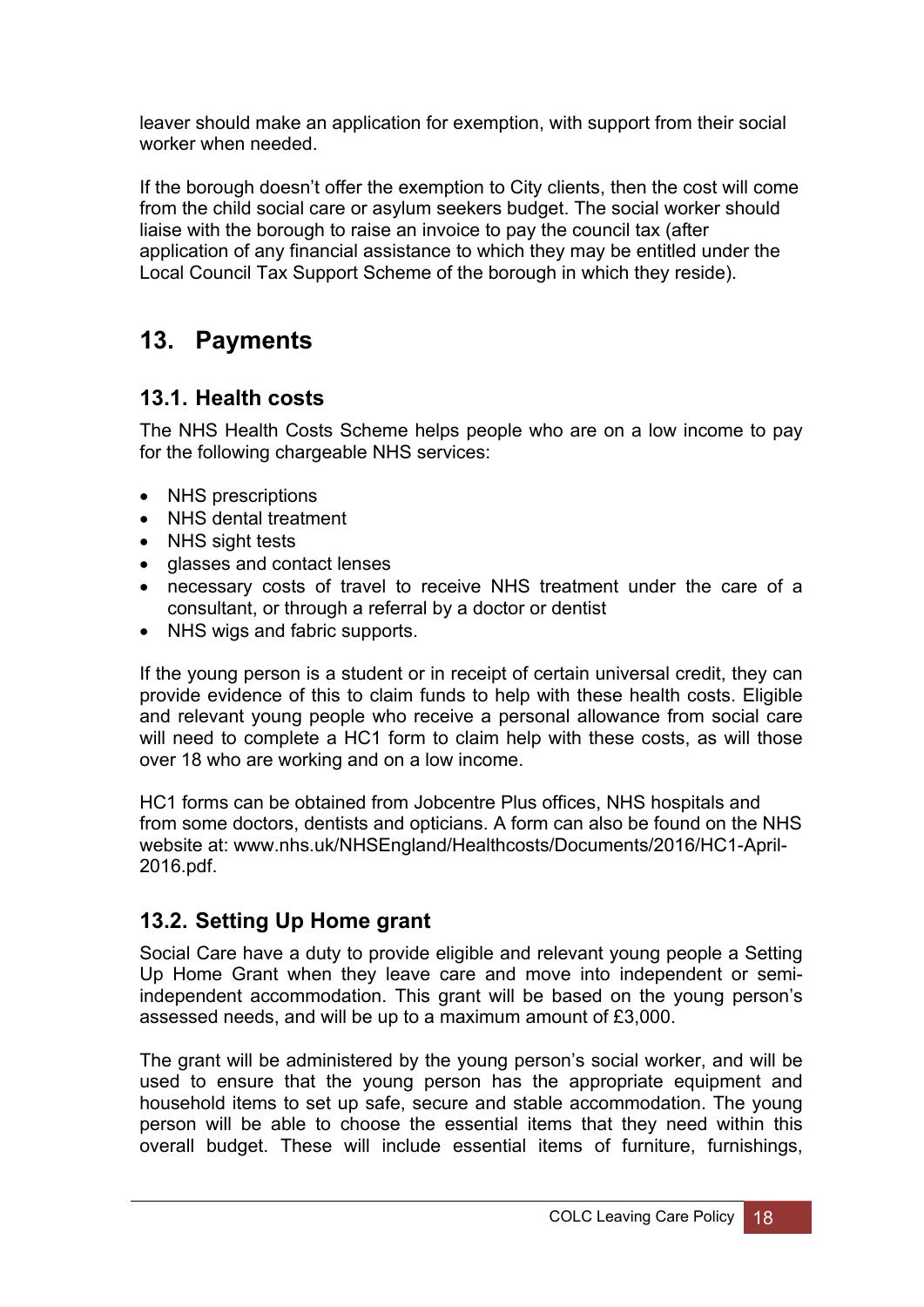leaver should make an application for exemption, with support from their social worker when needed.

If the borough doesn't offer the exemption to City clients, then the cost will come from the child social care or asylum seekers budget. The social worker should liaise with the borough to raise an invoice to pay the council tax (after application of any financial assistance to which they may be entitled under the Local Council Tax Support Scheme of the borough in which they reside).

## 13. Payments

### 13.1. Health costs

The NHS Health Costs Scheme helps people who are on a low income to pay for the following chargeable NHS services:

- NHS prescriptions
- NHS dental treatment
- NHS sight tests
- glasses and contact lenses
- necessary costs of travel to receive NHS treatment under the care of a consultant, or through a referral by a doctor or dentist
- NHS wigs and fabric supports.

If the young person is a student or in receipt of certain universal credit, they can provide evidence of this to claim funds to help with these health costs. Eligible and relevant young people who receive a personal allowance from social care will need to complete a HC1 form to claim help with these costs, as will those over 18 who are working and on a low income.

HC1 forms can be obtained from Jobcentre Plus offices, NHS hospitals and from some doctors, dentists and opticians. A form can also be found on the NHS website at: www.nhs.uk/NHSEngland/Healthcosts/Documents/2016/HC1-April-2016.pdf.

### 13.2. Setting Up Home grant

Social Care have a duty to provide eligible and relevant young people a Setting Up Home Grant when they leave care and move into independent or semi-independent accommodation. This grant will be based on the young person's assessed needs, and will be up to a maximum amount of £3,000.

The grant will be administered by the young person's social worker, and will be used to ensure that the young person has the appropriate equipment and household items to set up safe, secure and stable accommodation. The young person will be able to choose the essential items that they need within this overall budget. These will include essential items of furniture, furnishings,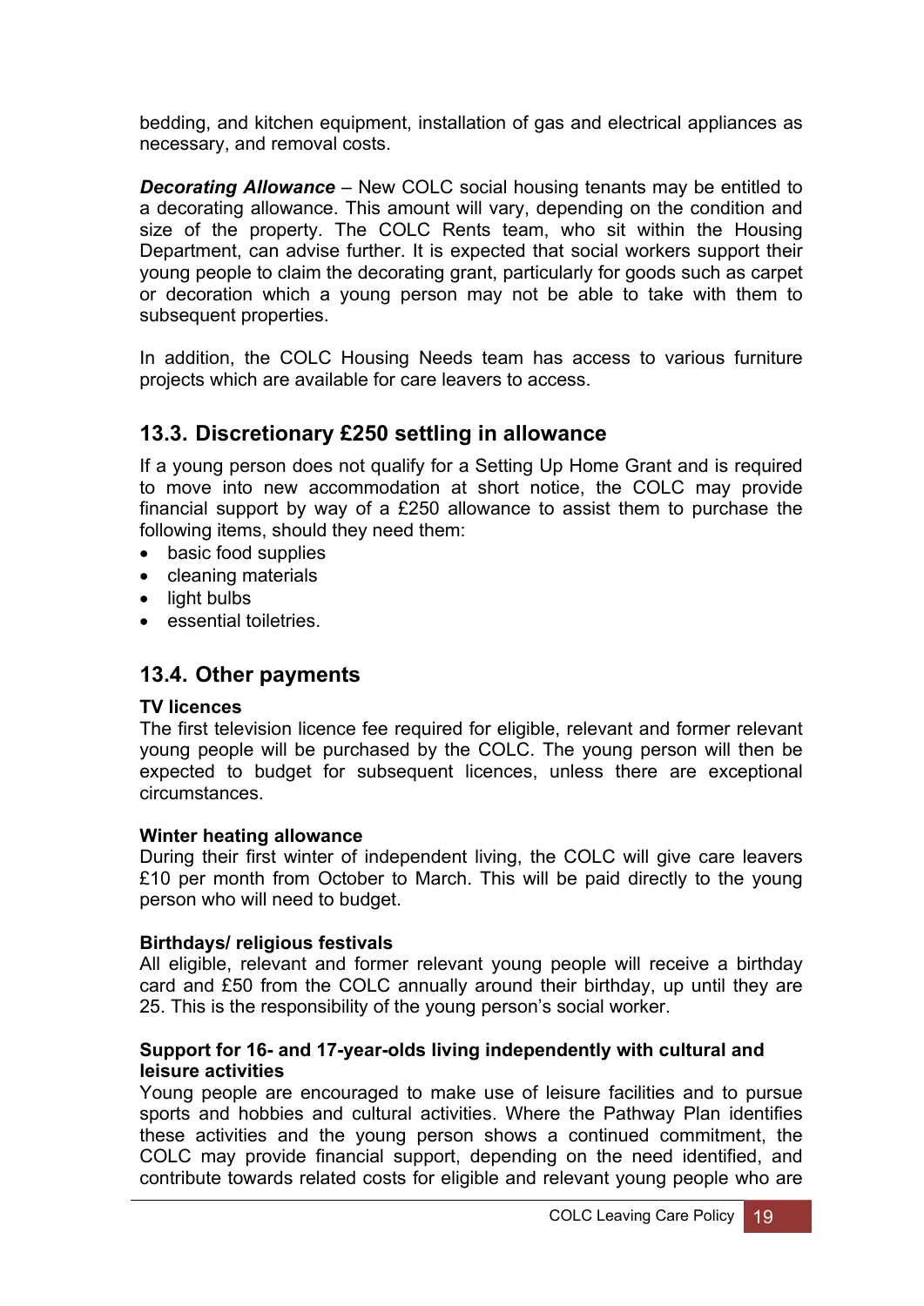bedding, and kitchen equipment, installation of gas and electrical appliances as necessary, and removal costs.

***Decorating Allowance*** – New COLC social housing tenants may be entitled to a decorating allowance. This amount will vary, depending on the condition and size of the property. The COLC Rents team, who sit within the Housing Department, can advise further. It is expected that social workers support their young people to claim the decorating grant, particularly for goods such as carpet or decoration which a young person may not be able to take with them to subsequent properties.

In addition, the COLC Housing Needs team has access to various furniture projects which are available for care leavers to access.

## 13.3. Discretionary £250 settling in allowance

If a young person does not qualify for a Setting Up Home Grant and is required to move into new accommodation at short notice, the COLC may provide financial support by way of a £250 allowance to assist them to purchase the following items, should they need them:

- basic food supplies
- cleaning materials
- light bulbs
- essential toiletries.

## 13.4. Other payments

**TV licences**
The first television licence fee required for eligible, relevant and former relevant young people will be purchased by the COLC. The young person will then be expected to budget for subsequent licences, unless there are exceptional circumstances.

**Winter heating allowance**
During their first winter of independent living, the COLC will give care leavers £10 per month from October to March. This will be paid directly to the young person who will need to budget.

**Birthdays/ religious festivals**
All eligible, relevant and former relevant young people will receive a birthday card and £50 from the COLC annually around their birthday, up until they are 25. This is the responsibility of the young person's social worker.

**Support for 16- and 17-year-olds living independently with cultural and leisure activities**
Young people are encouraged to make use of leisure facilities and to pursue sports and hobbies and cultural activities. Where the Pathway Plan identifies these activities and the young person shows a continued commitment, the COLC may provide financial support, depending on the need identified, and contribute towards related costs for eligible and relevant young people who are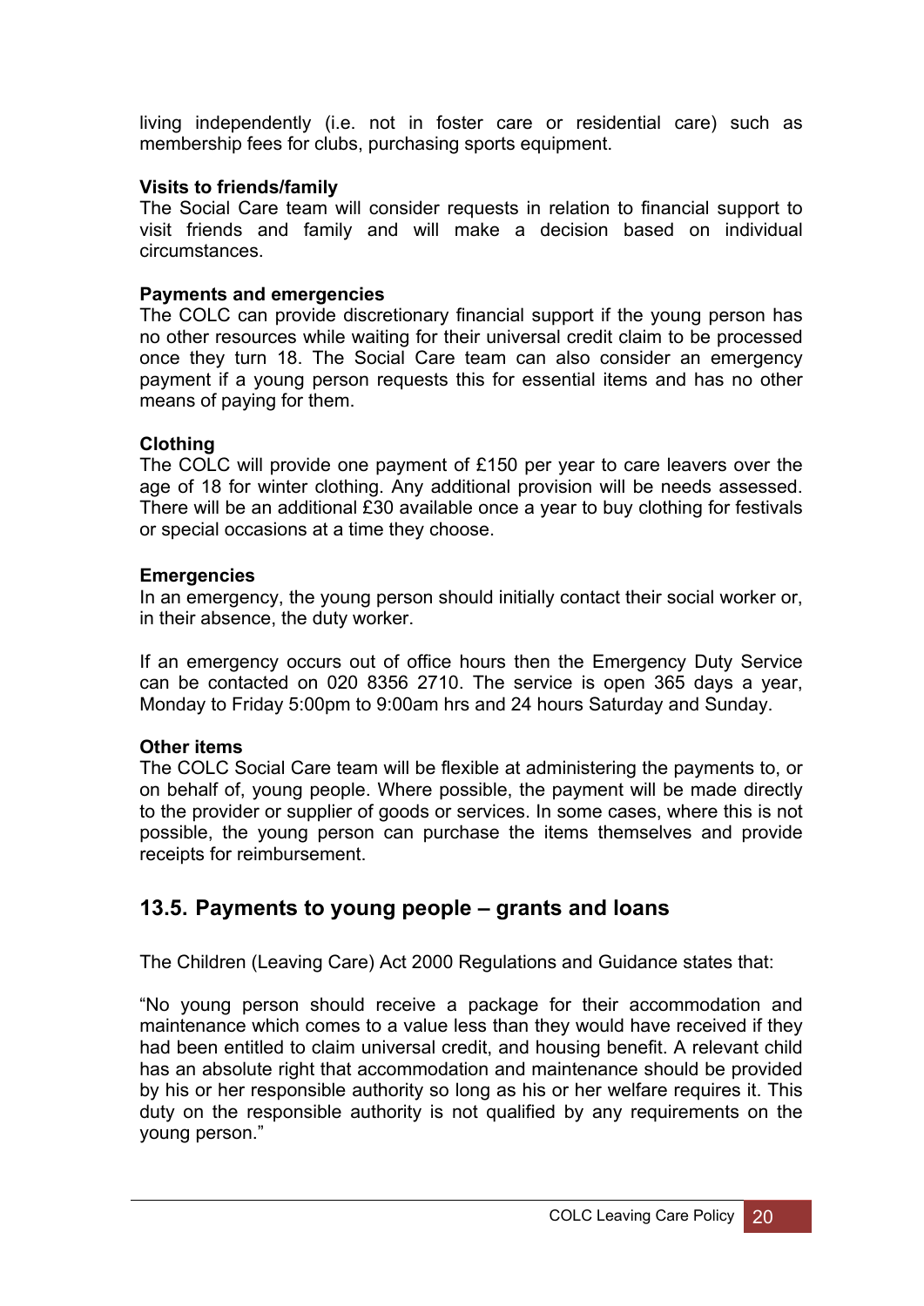living independently (i.e. not in foster care or residential care) such as membership fees for clubs, purchasing sports equipment.

**Visits to friends/family**
The Social Care team will consider requests in relation to financial support to visit friends and family and will make a decision based on individual circumstances.

**Payments and emergencies**
The COLC can provide discretionary financial support if the young person has no other resources while waiting for their universal credit claim to be processed once they turn 18. The Social Care team can also consider an emergency payment if a young person requests this for essential items and has no other means of paying for them.

**Clothing**
The COLC will provide one payment of £150 per year to care leavers over the age of 18 for winter clothing. Any additional provision will be needs assessed. There will be an additional £30 available once a year to buy clothing for festivals or special occasions at a time they choose.

**Emergencies**
In an emergency, the young person should initially contact their social worker or, in their absence, the duty worker.

If an emergency occurs out of office hours then the Emergency Duty Service can be contacted on 020 8356 2710. The service is open 365 days a year, Monday to Friday 5:00pm to 9:00am hrs and 24 hours Saturday and Sunday.

**Other items**
The COLC Social Care team will be flexible at administering the payments to, or on behalf of, young people. Where possible, the payment will be made directly to the provider or supplier of goods or services. In some cases, where this is not possible, the young person can purchase the items themselves and provide receipts for reimbursement.

## 13.5. Payments to young people – grants and loans

The Children (Leaving Care) Act 2000 Regulations and Guidance states that:

"No young person should receive a package for their accommodation and maintenance which comes to a value less than they would have received if they had been entitled to claim universal credit, and housing benefit. A relevant child has an absolute right that accommodation and maintenance should be provided by his or her responsible authority so long as his or her welfare requires it. This duty on the responsible authority is not qualified by any requirements on the young person."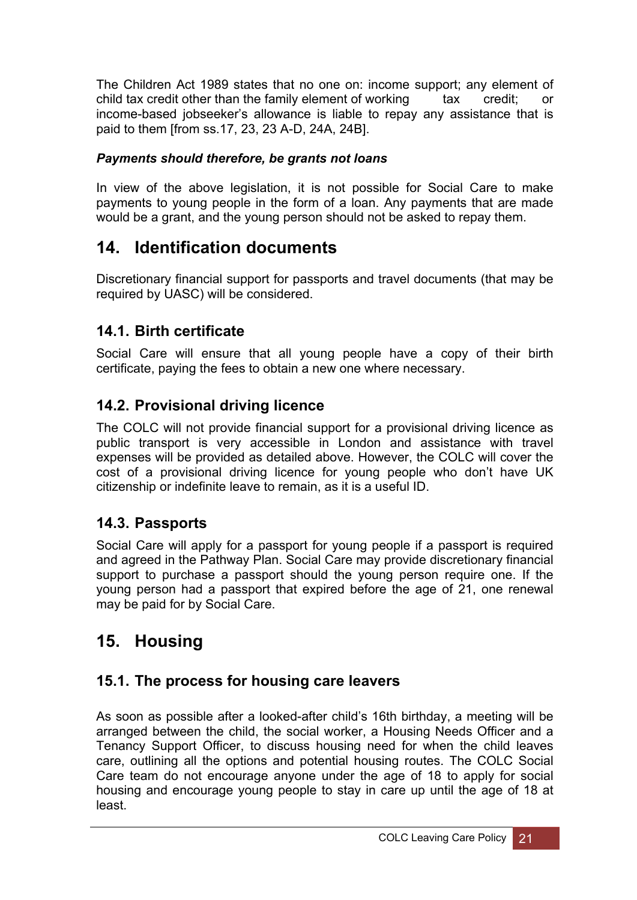The Children Act 1989 states that no one on: income support; any element of child tax credit other than the family element of working tax credit; or income-based jobseeker's allowance is liable to repay any assistance that is paid to them [from ss.17, 23, 23 A-D, 24A, 24B].

***Payments should therefore, be grants not loans***

In view of the above legislation, it is not possible for Social Care to make payments to young people in the form of a loan. Any payments that are made would be a grant, and the young person should not be asked to repay them.

## 14. Identification documents

Discretionary financial support for passports and travel documents (that may be required by UASC) will be considered.

### 14.1. Birth certificate

Social Care will ensure that all young people have a copy of their birth certificate, paying the fees to obtain a new one where necessary.

### 14.2. Provisional driving licence

The COLC will not provide financial support for a provisional driving licence as public transport is very accessible in London and assistance with travel expenses will be provided as detailed above. However, the COLC will cover the cost of a provisional driving licence for young people who don't have UK citizenship or indefinite leave to remain, as it is a useful ID.

### 14.3. Passports

Social Care will apply for a passport for young people if a passport is required and agreed in the Pathway Plan. Social Care may provide discretionary financial support to purchase a passport should the young person require one. If the young person had a passport that expired before the age of 21, one renewal may be paid for by Social Care.

## 15. Housing

### 15.1. The process for housing care leavers

As soon as possible after a looked-after child's 16th birthday, a meeting will be arranged between the child, the social worker, a Housing Needs Officer and a Tenancy Support Officer, to discuss housing need for when the child leaves care, outlining all the options and potential housing routes. The COLC Social Care team do not encourage anyone under the age of 18 to apply for social housing and encourage young people to stay in care up until the age of 18 at least.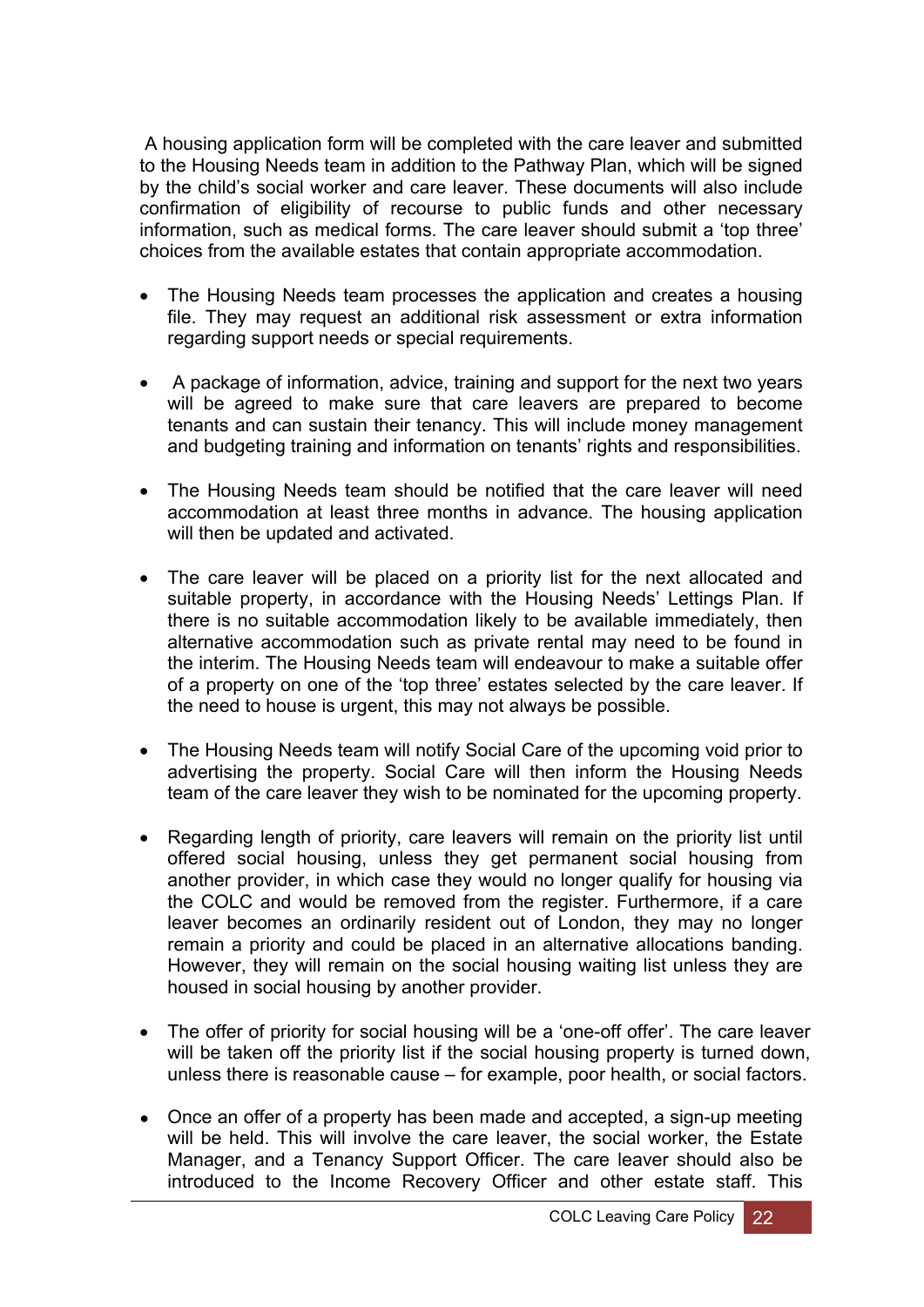A housing application form will be completed with the care leaver and submitted to the Housing Needs team in addition to the Pathway Plan, which will be signed by the child's social worker and care leaver. These documents will also include confirmation of eligibility of recourse to public funds and other necessary information, such as medical forms. The care leaver should submit a 'top three' choices from the available estates that contain appropriate accommodation.

- The Housing Needs team processes the application and creates a housing file. They may request an additional risk assessment or extra information regarding support needs or special requirements.

- A package of information, advice, training and support for the next two years will be agreed to make sure that care leavers are prepared to become tenants and can sustain their tenancy. This will include money management and budgeting training and information on tenants' rights and responsibilities.

- The Housing Needs team should be notified that the care leaver will need accommodation at least three months in advance. The housing application will then be updated and activated.

- The care leaver will be placed on a priority list for the next allocated and suitable property, in accordance with the Housing Needs' Lettings Plan. If there is no suitable accommodation likely to be available immediately, then alternative accommodation such as private rental may need to be found in the interim. The Housing Needs team will endeavour to make a suitable offer of a property on one of the 'top three' estates selected by the care leaver. If the need to house is urgent, this may not always be possible.

- The Housing Needs team will notify Social Care of the upcoming void prior to advertising the property. Social Care will then inform the Housing Needs team of the care leaver they wish to be nominated for the upcoming property.

- Regarding length of priority, care leavers will remain on the priority list until offered social housing, unless they get permanent social housing from another provider, in which case they would no longer qualify for housing via the COLC and would be removed from the register. Furthermore, if a care leaver becomes an ordinarily resident out of London, they may no longer remain a priority and could be placed in an alternative allocations banding. However, they will remain on the social housing waiting list unless they are housed in social housing by another provider.

- The offer of priority for social housing will be a 'one-off offer'. The care leaver will be taken off the priority list if the social housing property is turned down, unless there is reasonable cause – for example, poor health, or social factors.

- Once an offer of a property has been made and accepted, a sign-up meeting will be held. This will involve the care leaver, the social worker, the Estate Manager, and a Tenancy Support Officer. The care leaver should also be introduced to the Income Recovery Officer and other estate staff. This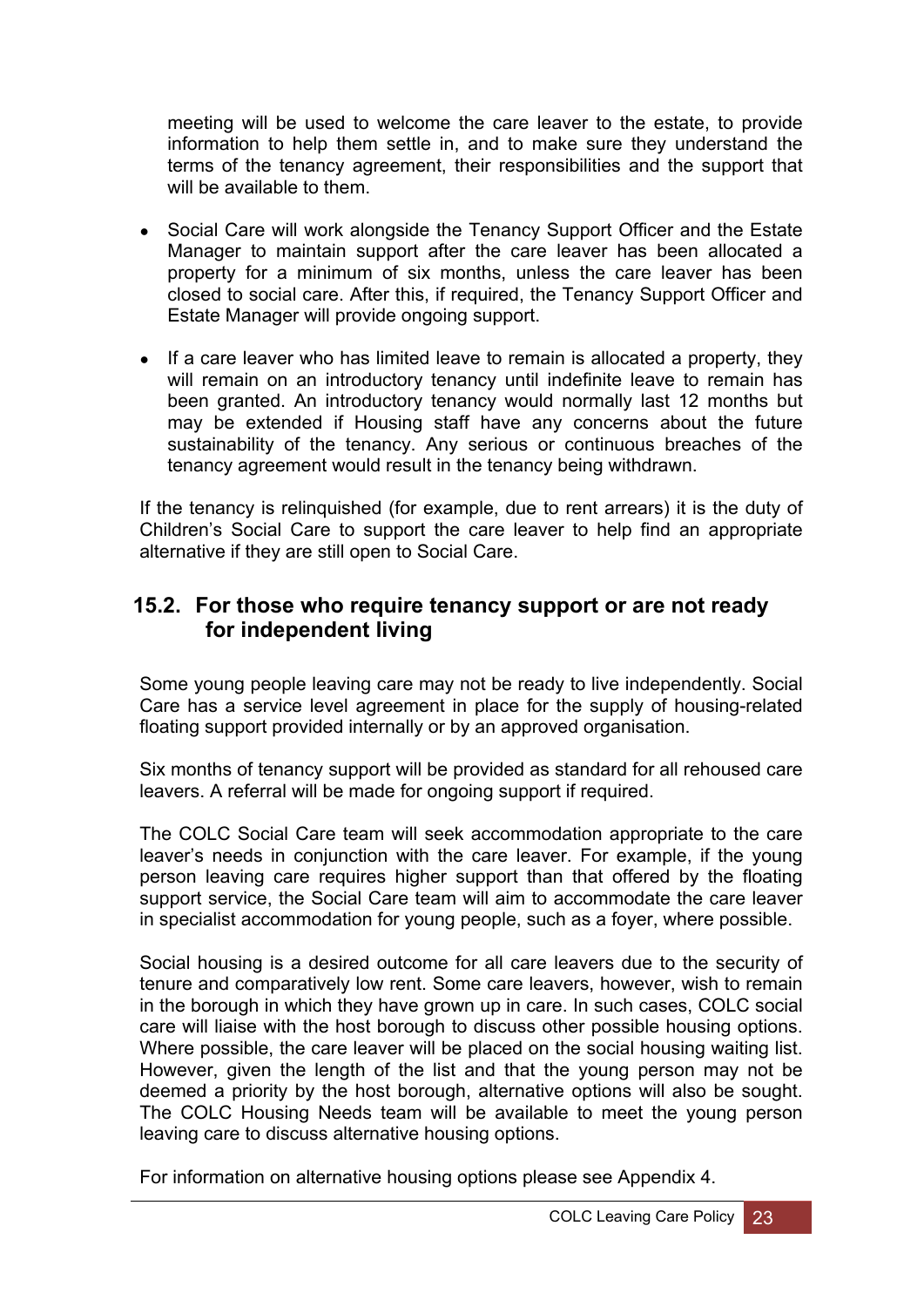meeting will be used to welcome the care leaver to the estate, to provide information to help them settle in, and to make sure they understand the terms of the tenancy agreement, their responsibilities and the support that will be available to them.

- Social Care will work alongside the Tenancy Support Officer and the Estate Manager to maintain support after the care leaver has been allocated a property for a minimum of six months, unless the care leaver has been closed to social care. After this, if required, the Tenancy Support Officer and Estate Manager will provide ongoing support.
- If a care leaver who has limited leave to remain is allocated a property, they will remain on an introductory tenancy until indefinite leave to remain has been granted. An introductory tenancy would normally last 12 months but may be extended if Housing staff have any concerns about the future sustainability of the tenancy. Any serious or continuous breaches of the tenancy agreement would result in the tenancy being withdrawn.

If the tenancy is relinquished (for example, due to rent arrears) it is the duty of Children's Social Care to support the care leaver to help find an appropriate alternative if they are still open to Social Care.

## 15.2. For those who require tenancy support or are not ready for independent living

Some young people leaving care may not be ready to live independently. Social Care has a service level agreement in place for the supply of housing-related floating support provided internally or by an approved organisation.

Six months of tenancy support will be provided as standard for all rehoused care leavers. A referral will be made for ongoing support if required.

The COLC Social Care team will seek accommodation appropriate to the care leaver's needs in conjunction with the care leaver. For example, if the young person leaving care requires higher support than that offered by the floating support service, the Social Care team will aim to accommodate the care leaver in specialist accommodation for young people, such as a foyer, where possible.

Social housing is a desired outcome for all care leavers due to the security of tenure and comparatively low rent. Some care leavers, however, wish to remain in the borough in which they have grown up in care. In such cases, COLC social care will liaise with the host borough to discuss other possible housing options. Where possible, the care leaver will be placed on the social housing waiting list. However, given the length of the list and that the young person may not be deemed a priority by the host borough, alternative options will also be sought. The COLC Housing Needs team will be available to meet the young person leaving care to discuss alternative housing options.

For information on alternative housing options please see Appendix 4.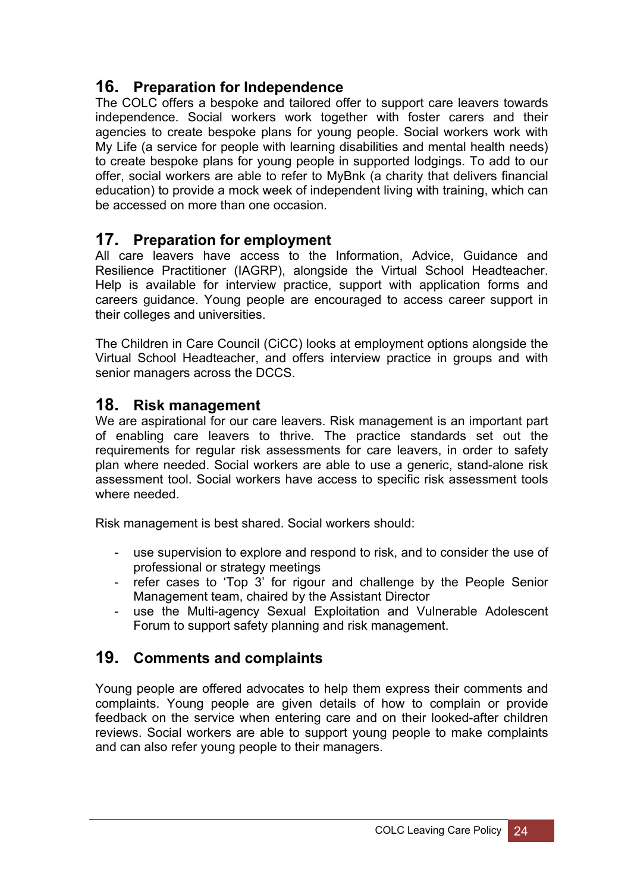## 16. Preparation for Independence

The COLC offers a bespoke and tailored offer to support care leavers towards independence. Social workers work together with foster carers and their agencies to create bespoke plans for young people. Social workers work with My Life (a service for people with learning disabilities and mental health needs) to create bespoke plans for young people in supported lodgings. To add to our offer, social workers are able to refer to MyBnk (a charity that delivers financial education) to provide a mock week of independent living with training, which can be accessed on more than one occasion.

## 17. Preparation for employment

All care leavers have access to the Information, Advice, Guidance and Resilience Practitioner (IAGRP), alongside the Virtual School Headteacher. Help is available for interview practice, support with application forms and careers guidance. Young people are encouraged to access career support in their colleges and universities.

The Children in Care Council (CiCC) looks at employment options alongside the Virtual School Headteacher, and offers interview practice in groups and with senior managers across the DCCS.

## 18. Risk management

We are aspirational for our care leavers. Risk management is an important part of enabling care leavers to thrive. The practice standards set out the requirements for regular risk assessments for care leavers, in order to safety plan where needed. Social workers are able to use a generic, stand-alone risk assessment tool. Social workers have access to specific risk assessment tools where needed.

Risk management is best shared. Social workers should:

- use supervision to explore and respond to risk, and to consider the use of professional or strategy meetings
- refer cases to 'Top 3' for rigour and challenge by the People Senior Management team, chaired by the Assistant Director
- use the Multi-agency Sexual Exploitation and Vulnerable Adolescent Forum to support safety planning and risk management.

## 19. Comments and complaints

Young people are offered advocates to help them express their comments and complaints. Young people are given details of how to complain or provide feedback on the service when entering care and on their looked-after children reviews. Social workers are able to support young people to make complaints and can also refer young people to their managers.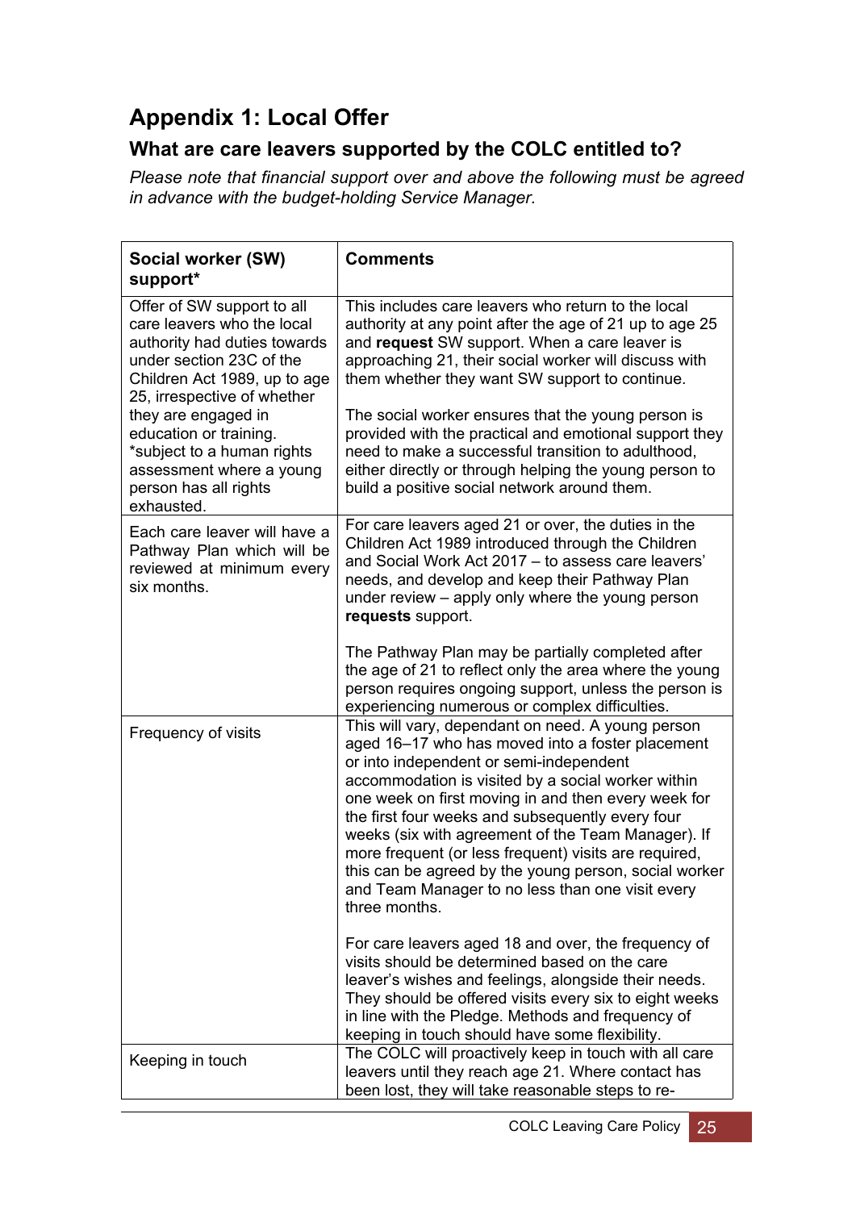# Appendix 1: Local Offer

## What are care leavers supported by the COLC entitled to?

*Please note that financial support over and above the following must be agreed in advance with the budget-holding Service Manager.*

| Social worker (SW) support* | Comments |
|---|---|
| Offer of SW support to all care leavers who the local authority had duties towards under section 23C of the Children Act 1989, up to age 25, irrespective of whether they are engaged in education or training. *subject to a human rights assessment where a young person has all rights exhausted. | This includes care leavers who return to the local authority at any point after the age of 21 up to age 25 and **request** SW support. When a care leaver is approaching 21, their social worker will discuss with them whether they want SW support to continue.<br><br>The social worker ensures that the young person is provided with the practical and emotional support they need to make a successful transition to adulthood, either directly or through helping the young person to build a positive social network around them. |
| Each care leaver will have a Pathway Plan which will be reviewed at minimum every six months. | For care leavers aged 21 or over, the duties in the Children Act 1989 introduced through the Children and Social Work Act 2017 – to assess care leavers' needs, and develop and keep their Pathway Plan under review – apply only where the young person **requests** support.<br><br>The Pathway Plan may be partially completed after the age of 21 to reflect only the area where the young person requires ongoing support, unless the person is experiencing numerous or complex difficulties. |
| Frequency of visits | This will vary, dependant on need. A young person aged 16–17 who has moved into a foster placement or into independent or semi-independent accommodation is visited by a social worker within one week on first moving in and then every week for the first four weeks and subsequently every four weeks (six with agreement of the Team Manager). If more frequent (or less frequent) visits are required, this can be agreed by the young person, social worker and Team Manager to no less than one visit every three months.<br><br>For care leavers aged 18 and over, the frequency of visits should be determined based on the care leaver's wishes and feelings, alongside their needs. They should be offered visits every six to eight weeks in line with the Pledge. Methods and frequency of keeping in touch should have some flexibility. |
| Keeping in touch | The COLC will proactively keep in touch with all care leavers until they reach age 21. Where contact has been lost, they will take reasonable steps to re- |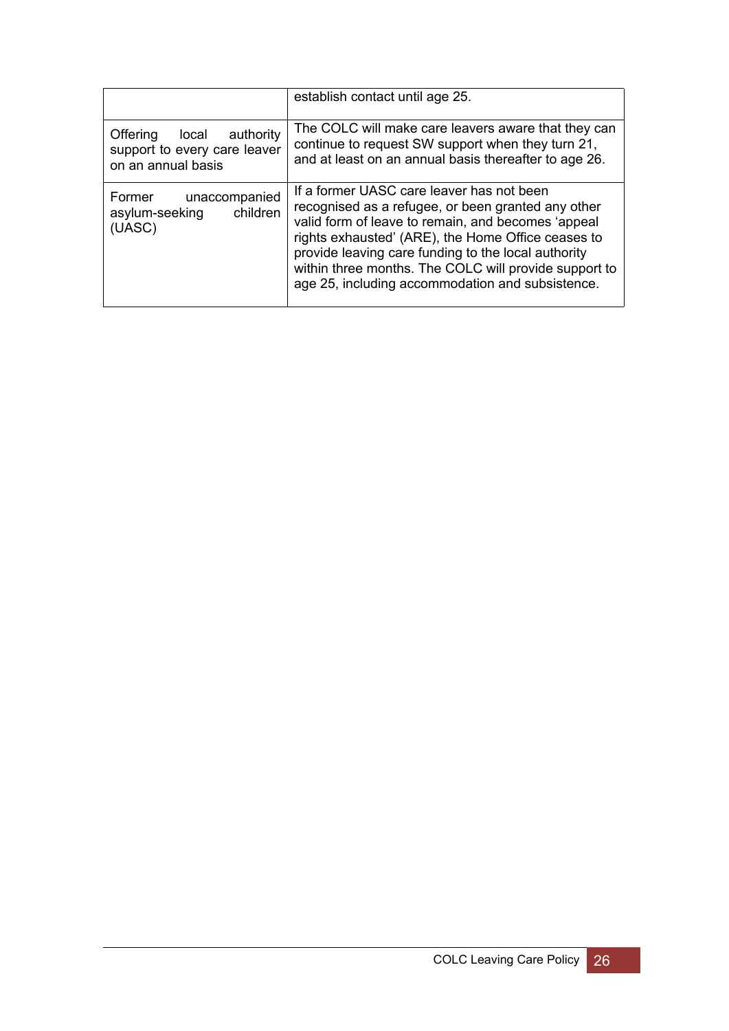| | |
|---|---|
| | establish contact until age 25. |
| Offering local authority support to every care leaver on an annual basis | The COLC will make care leavers aware that they can continue to request SW support when they turn 21, and at least on an annual basis thereafter to age 26. |
| Former unaccompanied asylum-seeking children (UASC) | If a former UASC care leaver has not been recognised as a refugee, or been granted any other valid form of leave to remain, and becomes 'appeal rights exhausted' (ARE), the Home Office ceases to provide leaving care funding to the local authority within three months. The COLC will provide support to age 25, including accommodation and subsistence. |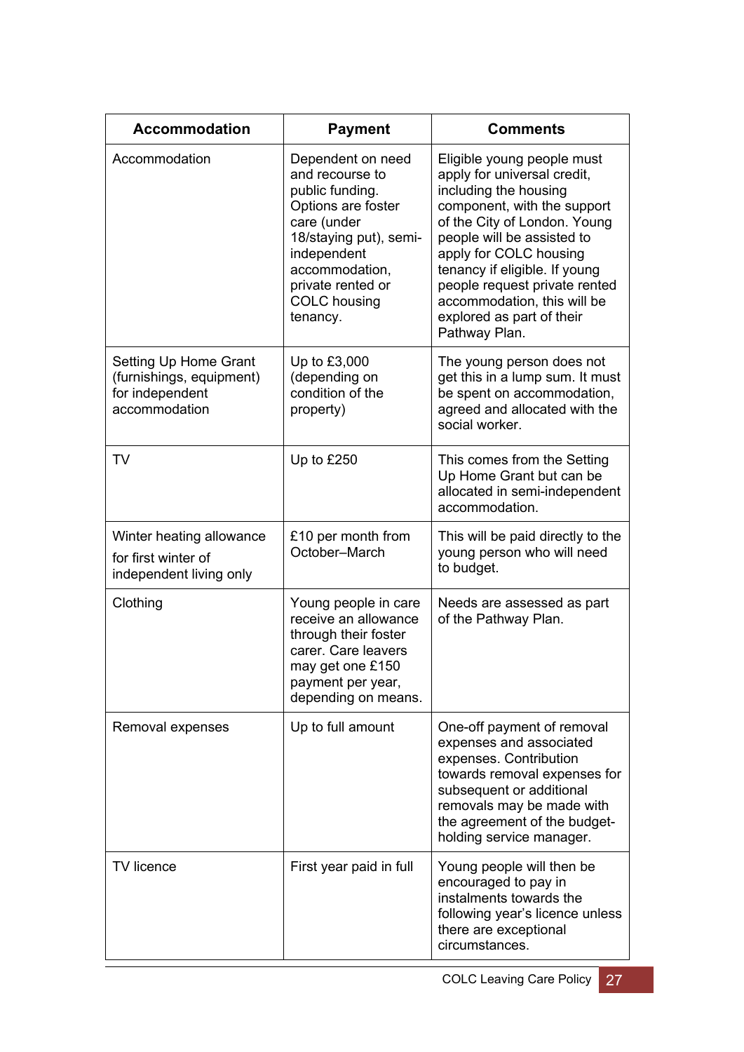| Accommodation | Payment | Comments |
| --- | --- | --- |
| Accommodation | Dependent on need and recourse to public funding. Options are foster care (under 18/staying put), semi-independent accommodation, private rented or COLC housing tenancy. | Eligible young people must apply for universal credit, including the housing component, with the support of the City of London. Young people will be assisted to apply for COLC housing tenancy if eligible. If young people request private rented accommodation, this will be explored as part of their Pathway Plan. |
| Setting Up Home Grant (furnishings, equipment) for independent accommodation | Up to £3,000 (depending on condition of the property) | The young person does not get this in a lump sum. It must be spent on accommodation, agreed and allocated with the social worker. |
| TV | Up to £250 | This comes from the Setting Up Home Grant but can be allocated in semi-independent accommodation. |
| Winter heating allowance for first winter of independent living only | £10 per month from October–March | This will be paid directly to the young person who will need to budget. |
| Clothing | Young people in care receive an allowance through their foster carer. Care leavers may get one £150 payment per year, depending on means. | Needs are assessed as part of the Pathway Plan. |
| Removal expenses | Up to full amount | One-off payment of removal expenses and associated expenses. Contribution towards removal expenses for subsequent or additional removals may be made with the agreement of the budget-holding service manager. |
| TV licence | First year paid in full | Young people will then be encouraged to pay in instalments towards the following year's licence unless there are exceptional circumstances. |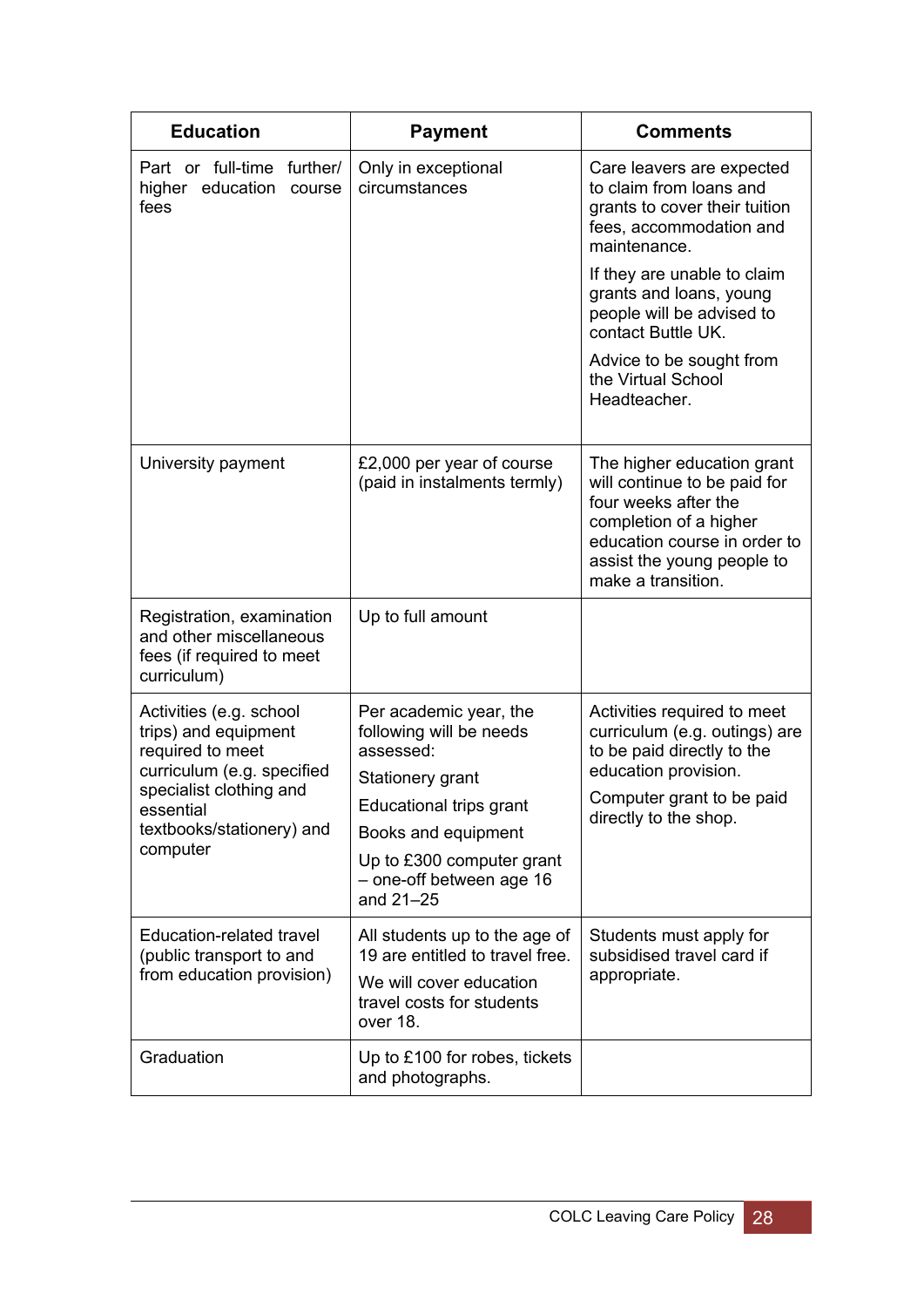| Education | Payment | Comments |
|---|---|---|
| Part or full-time further/ higher education course fees | Only in exceptional circumstances | Care leavers are expected to claim from loans and grants to cover their tuition fees, accommodation and maintenance.<br><br>If they are unable to claim grants and loans, young people will be advised to contact Buttle UK.<br><br>Advice to be sought from the Virtual School Headteacher. |
| University payment | £2,000 per year of course (paid in instalments termly) | The higher education grant will continue to be paid for four weeks after the completion of a higher education course in order to assist the young people to make a transition. |
| Registration, examination and other miscellaneous fees (if required to meet curriculum) | Up to full amount | |
| Activities (e.g. school trips) and equipment required to meet curriculum (e.g. specified specialist clothing and essential textbooks/stationery) and computer | Per academic year, the following will be needs assessed:<br><br>Stationery grant<br><br>Educational trips grant<br><br>Books and equipment<br><br>Up to £300 computer grant – one-off between age 16 and 21–25 | Activities required to meet curriculum (e.g. outings) are to be paid directly to the education provision.<br><br>Computer grant to be paid directly to the shop. |
| Education-related travel (public transport to and from education provision) | All students up to the age of 19 are entitled to travel free.<br><br>We will cover education travel costs for students over 18. | Students must apply for subsidised travel card if appropriate. |
| Graduation | Up to £100 for robes, tickets and photographs. | |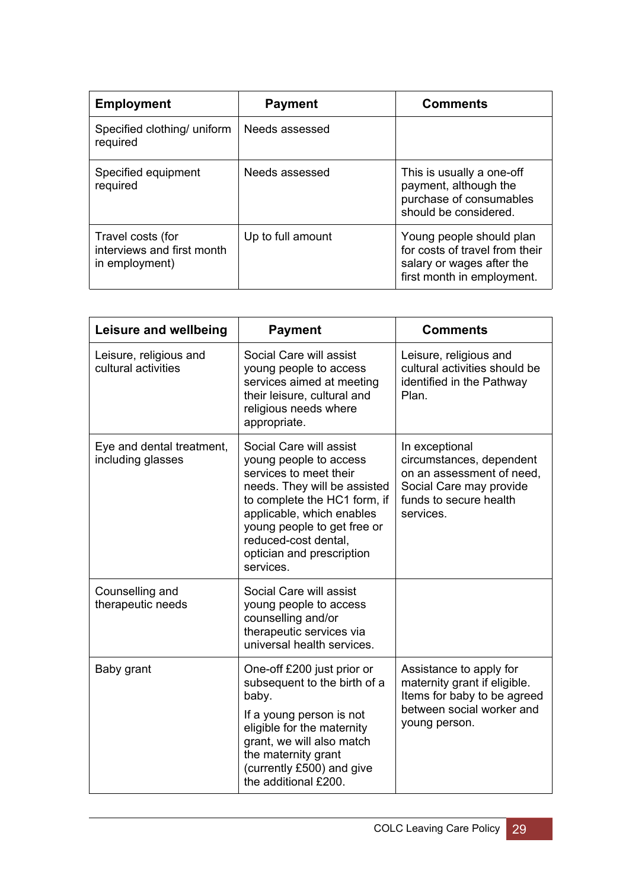| Employment | Payment | Comments |
|---|---|---|
| Specified clothing/ uniform required | Needs assessed | |
| Specified equipment required | Needs assessed | This is usually a one-off payment, although the purchase of consumables should be considered. |
| Travel costs (for interviews and first month in employment) | Up to full amount | Young people should plan for costs of travel from their salary or wages after the first month in employment. |

| Leisure and wellbeing | Payment | Comments |
|---|---|---|
| Leisure, religious and cultural activities | Social Care will assist young people to access services aimed at meeting their leisure, cultural and religious needs where appropriate. | Leisure, religious and cultural activities should be identified in the Pathway Plan. |
| Eye and dental treatment, including glasses | Social Care will assist young people to access services to meet their needs. They will be assisted to complete the HC1 form, if applicable, which enables young people to get free or reduced-cost dental, optician and prescription services. | In exceptional circumstances, dependent on an assessment of need, Social Care may provide funds to secure health services. |
| Counselling and therapeutic needs | Social Care will assist young people to access counselling and/or therapeutic services via universal health services. | |
| Baby grant | One-off £200 just prior or subsequent to the birth of a baby.<br><br>If a young person is not eligible for the maternity grant, we will also match the maternity grant (currently £500) and give the additional £200. | Assistance to apply for maternity grant if eligible. Items for baby to be agreed between social worker and young person. |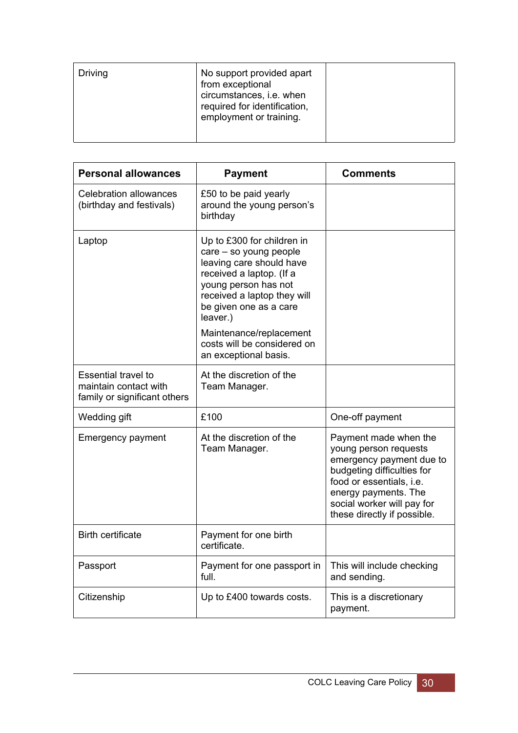| | | |
|---|---|---|
| Driving | No support provided apart from exceptional circumstances, i.e. when required for identification, employment or training. | |

| Personal allowances | Payment | Comments |
|---|---|---|
| Celebration allowances (birthday and festivals) | £50 to be paid yearly around the young person's birthday | |
| Laptop | Up to £300 for children in care – so young people leaving care should have received a laptop. (If a young person has not received a laptop they will be given one as a care leaver.)<br><br>Maintenance/replacement costs will be considered on an exceptional basis. | |
| Essential travel to maintain contact with family or significant others | At the discretion of the Team Manager. | |
| Wedding gift | £100 | One-off payment |
| Emergency payment | At the discretion of the Team Manager. | Payment made when the young person requests emergency payment due to budgeting difficulties for food or essentials, i.e. energy payments. The social worker will pay for these directly if possible. |
| Birth certificate | Payment for one birth certificate. | |
| Passport | Payment for one passport in full. | This will include checking and sending. |
| Citizenship | Up to £400 towards costs. | This is a discretionary payment. |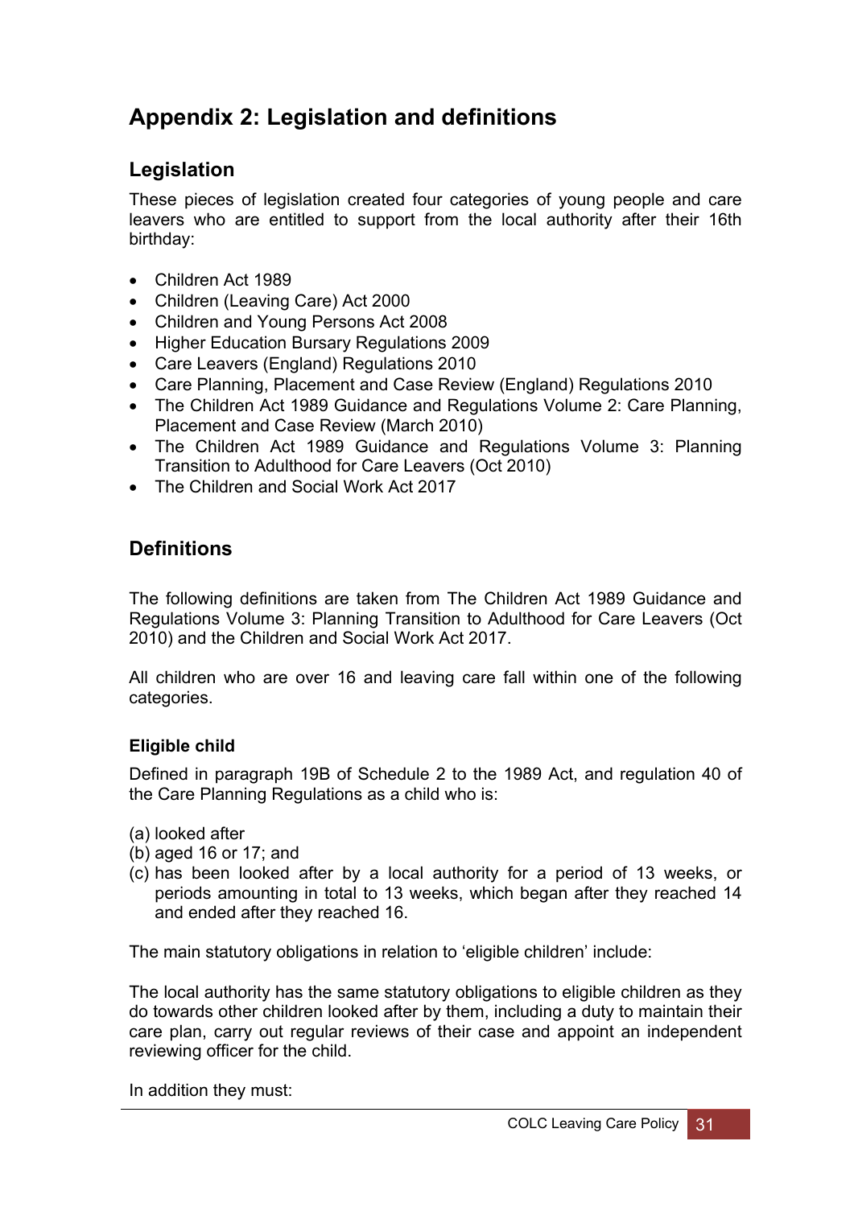# Appendix 2: Legislation and definitions

## Legislation

These pieces of legislation created four categories of young people and care leavers who are entitled to support from the local authority after their 16th birthday:

- Children Act 1989
- Children (Leaving Care) Act 2000
- Children and Young Persons Act 2008
- Higher Education Bursary Regulations 2009
- Care Leavers (England) Regulations 2010
- Care Planning, Placement and Case Review (England) Regulations 2010
- The Children Act 1989 Guidance and Regulations Volume 2: Care Planning, Placement and Case Review (March 2010)
- The Children Act 1989 Guidance and Regulations Volume 3: Planning Transition to Adulthood for Care Leavers (Oct 2010)
- The Children and Social Work Act 2017

## Definitions

The following definitions are taken from The Children Act 1989 Guidance and Regulations Volume 3: Planning Transition to Adulthood for Care Leavers (Oct 2010) and the Children and Social Work Act 2017.

All children who are over 16 and leaving care fall within one of the following categories.

### Eligible child

Defined in paragraph 19B of Schedule 2 to the 1989 Act, and regulation 40 of the Care Planning Regulations as a child who is:

(a) looked after
(b) aged 16 or 17; and
(c) has been looked after by a local authority for a period of 13 weeks, or periods amounting in total to 13 weeks, which began after they reached 14 and ended after they reached 16.

The main statutory obligations in relation to 'eligible children' include:

The local authority has the same statutory obligations to eligible children as they do towards other children looked after by them, including a duty to maintain their care plan, carry out regular reviews of their case and appoint an independent reviewing officer for the child.

In addition they must: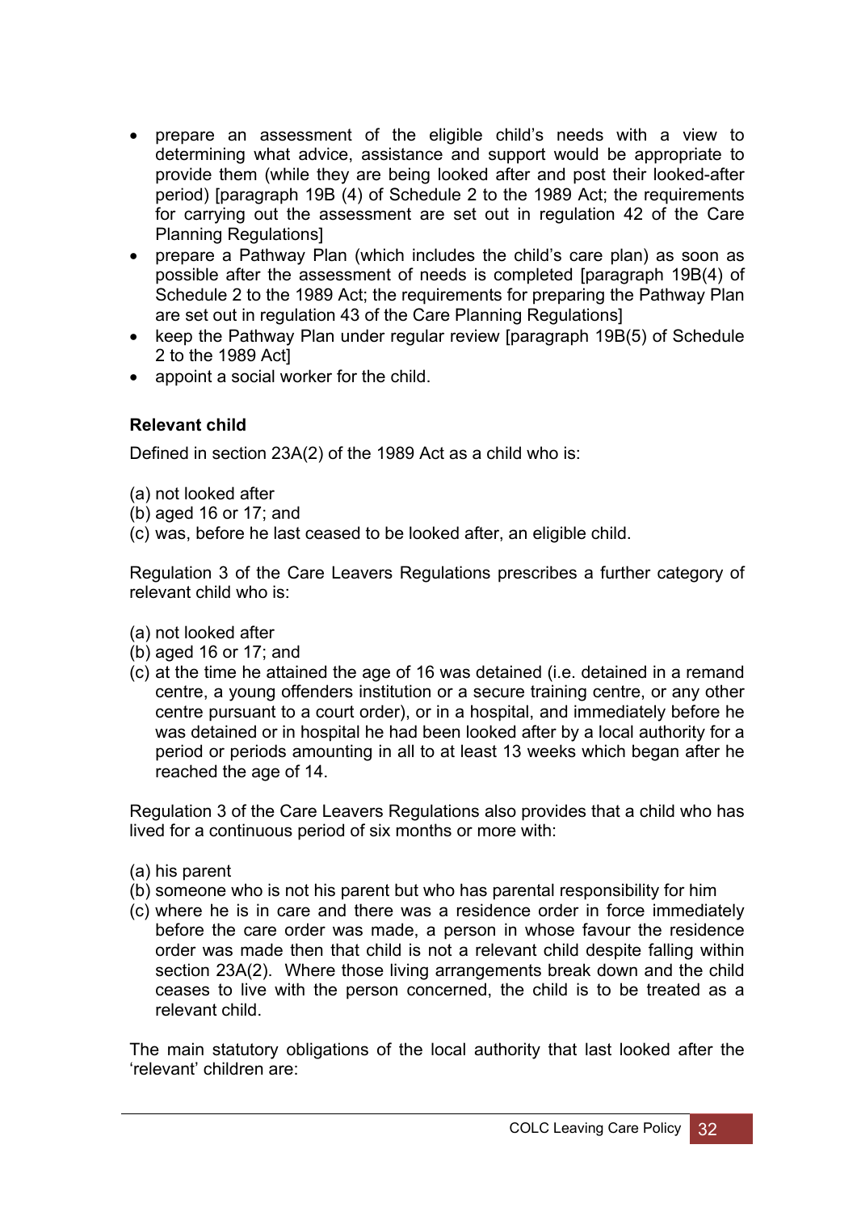- prepare an assessment of the eligible child's needs with a view to determining what advice, assistance and support would be appropriate to provide them (while they are being looked after and post their looked-after period) [paragraph 19B (4) of Schedule 2 to the 1989 Act; the requirements for carrying out the assessment are set out in regulation 42 of the Care Planning Regulations]
- prepare a Pathway Plan (which includes the child's care plan) as soon as possible after the assessment of needs is completed [paragraph 19B(4) of Schedule 2 to the 1989 Act; the requirements for preparing the Pathway Plan are set out in regulation 43 of the Care Planning Regulations]
- keep the Pathway Plan under regular review [paragraph 19B(5) of Schedule 2 to the 1989 Act]
- appoint a social worker for the child.

**Relevant child**

Defined in section 23A(2) of the 1989 Act as a child who is:

(a) not looked after
(b) aged 16 or 17; and
(c) was, before he last ceased to be looked after, an eligible child.

Regulation 3 of the Care Leavers Regulations prescribes a further category of relevant child who is:

(a) not looked after
(b) aged 16 or 17; and
(c) at the time he attained the age of 16 was detained (i.e. detained in a remand centre, a young offenders institution or a secure training centre, or any other centre pursuant to a court order), or in a hospital, and immediately before he was detained or in hospital he had been looked after by a local authority for a period or periods amounting in all to at least 13 weeks which began after he reached the age of 14.

Regulation 3 of the Care Leavers Regulations also provides that a child who has lived for a continuous period of six months or more with:

(a) his parent
(b) someone who is not his parent but who has parental responsibility for him
(c) where he is in care and there was a residence order in force immediately before the care order was made, a person in whose favour the residence order was made then that child is not a relevant child despite falling within section 23A(2). Where those living arrangements break down and the child ceases to live with the person concerned, the child is to be treated as a relevant child.

The main statutory obligations of the local authority that last looked after the 'relevant' children are: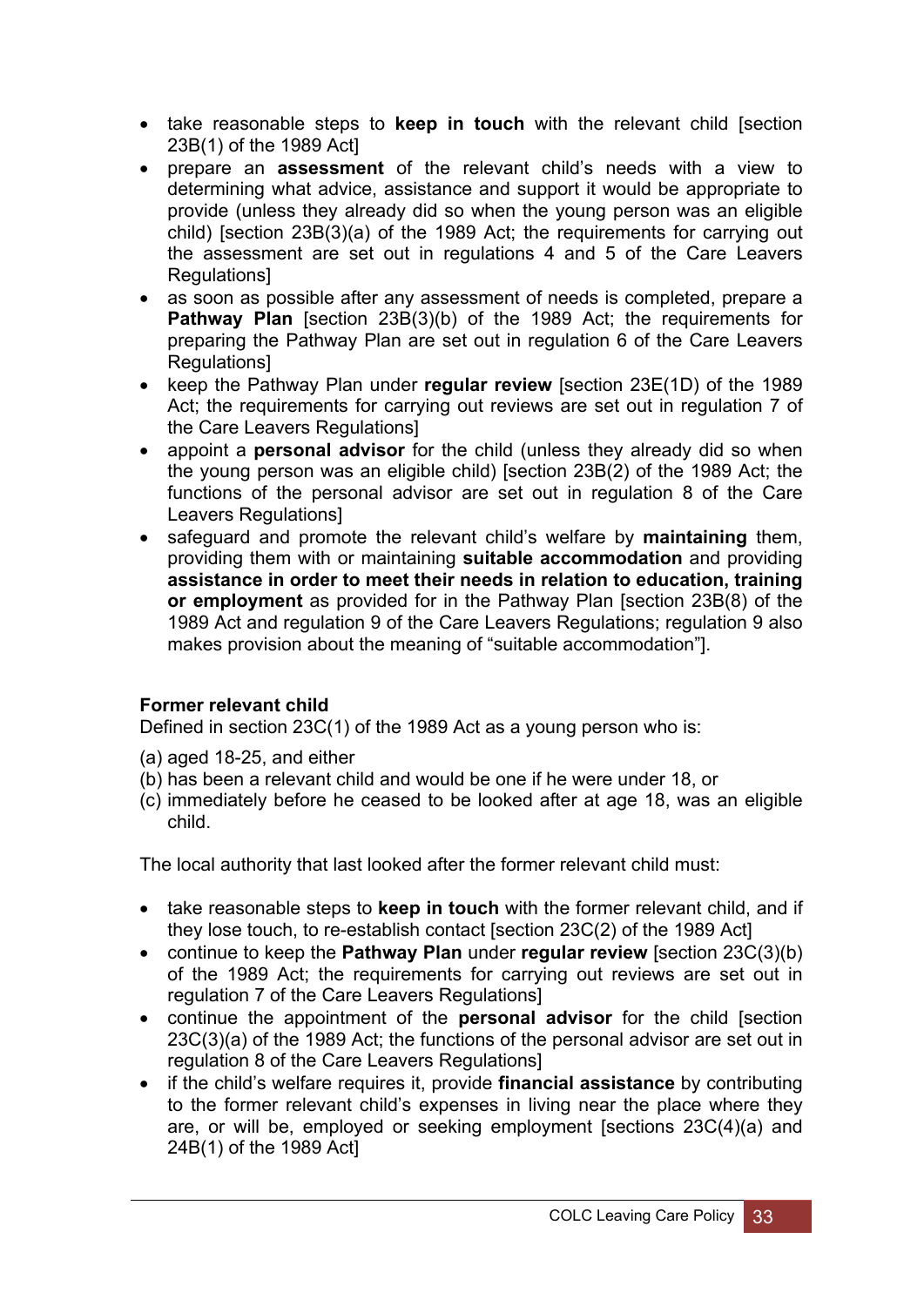- take reasonable steps to **keep in touch** with the relevant child [section 23B(1) of the 1989 Act]
- prepare an **assessment** of the relevant child's needs with a view to determining what advice, assistance and support it would be appropriate to provide (unless they already did so when the young person was an eligible child) [section 23B(3)(a) of the 1989 Act; the requirements for carrying out the assessment are set out in regulations 4 and 5 of the Care Leavers Regulations]
- as soon as possible after any assessment of needs is completed, prepare a **Pathway Plan** [section 23B(3)(b) of the 1989 Act; the requirements for preparing the Pathway Plan are set out in regulation 6 of the Care Leavers Regulations]
- keep the Pathway Plan under **regular review** [section 23E(1D) of the 1989 Act; the requirements for carrying out reviews are set out in regulation 7 of the Care Leavers Regulations]
- appoint a **personal advisor** for the child (unless they already did so when the young person was an eligible child) [section 23B(2) of the 1989 Act; the functions of the personal advisor are set out in regulation 8 of the Care Leavers Regulations]
- safeguard and promote the relevant child's welfare by **maintaining** them, providing them with or maintaining **suitable accommodation** and providing **assistance in order to meet their needs in relation to education, training or employment** as provided for in the Pathway Plan [section 23B(8) of the 1989 Act and regulation 9 of the Care Leavers Regulations; regulation 9 also makes provision about the meaning of "suitable accommodation"].

**Former relevant child**

Defined in section 23C(1) of the 1989 Act as a young person who is:

(a) aged 18-25, and either
(b) has been a relevant child and would be one if he were under 18, or
(c) immediately before he ceased to be looked after at age 18, was an eligible child.

The local authority that last looked after the former relevant child must:

- take reasonable steps to **keep in touch** with the former relevant child, and if they lose touch, to re-establish contact [section 23C(2) of the 1989 Act]
- continue to keep the **Pathway Plan** under **regular review** [section 23C(3)(b) of the 1989 Act; the requirements for carrying out reviews are set out in regulation 7 of the Care Leavers Regulations]
- continue the appointment of the **personal advisor** for the child [section 23C(3)(a) of the 1989 Act; the functions of the personal advisor are set out in regulation 8 of the Care Leavers Regulations]
- if the child's welfare requires it, provide **financial assistance** by contributing to the former relevant child's expenses in living near the place where they are, or will be, employed or seeking employment [sections 23C(4)(a) and 24B(1) of the 1989 Act]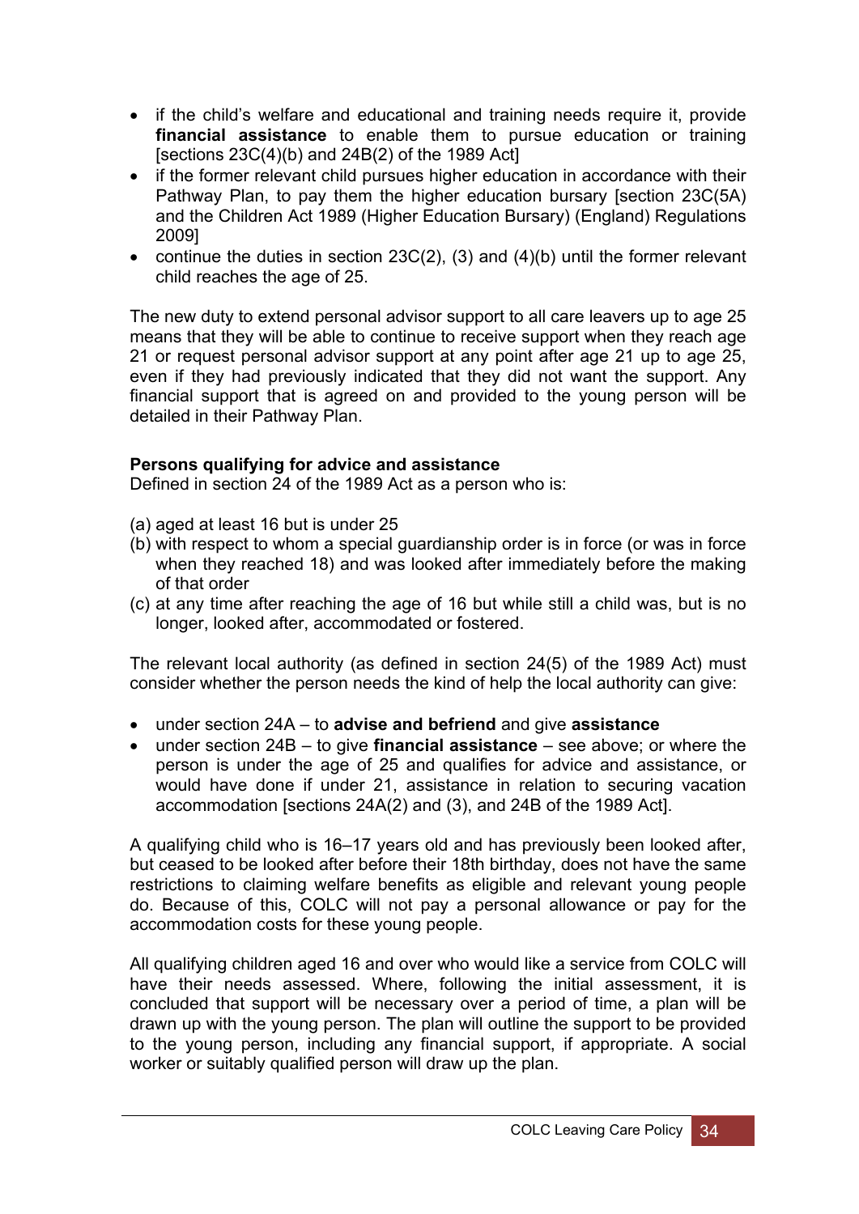- if the child's welfare and educational and training needs require it, provide **financial assistance** to enable them to pursue education or training [sections 23C(4)(b) and 24B(2) of the 1989 Act]
- if the former relevant child pursues higher education in accordance with their Pathway Plan, to pay them the higher education bursary [section 23C(5A) and the Children Act 1989 (Higher Education Bursary) (England) Regulations 2009]
- continue the duties in section 23C(2), (3) and (4)(b) until the former relevant child reaches the age of 25.

The new duty to extend personal advisor support to all care leavers up to age 25 means that they will be able to continue to receive support when they reach age 21 or request personal advisor support at any point after age 21 up to age 25, even if they had previously indicated that they did not want the support. Any financial support that is agreed on and provided to the young person will be detailed in their Pathway Plan.

**Persons qualifying for advice and assistance**

Defined in section 24 of the 1989 Act as a person who is:

(a) aged at least 16 but is under 25
(b) with respect to whom a special guardianship order is in force (or was in force when they reached 18) and was looked after immediately before the making of that order
(c) at any time after reaching the age of 16 but while still a child was, but is no longer, looked after, accommodated or fostered.

The relevant local authority (as defined in section 24(5) of the 1989 Act) must consider whether the person needs the kind of help the local authority can give:

- under section 24A – to **advise and befriend** and give **assistance**
- under section 24B – to give **financial assistance** – see above; or where the person is under the age of 25 and qualifies for advice and assistance, or would have done if under 21, assistance in relation to securing vacation accommodation [sections 24A(2) and (3), and 24B of the 1989 Act].

A qualifying child who is 16–17 years old and has previously been looked after, but ceased to be looked after before their 18th birthday, does not have the same restrictions to claiming welfare benefits as eligible and relevant young people do. Because of this, COLC will not pay a personal allowance or pay for the accommodation costs for these young people.

All qualifying children aged 16 and over who would like a service from COLC will have their needs assessed. Where, following the initial assessment, it is concluded that support will be necessary over a period of time, a plan will be drawn up with the young person. The plan will outline the support to be provided to the young person, including any financial support, if appropriate. A social worker or suitably qualified person will draw up the plan.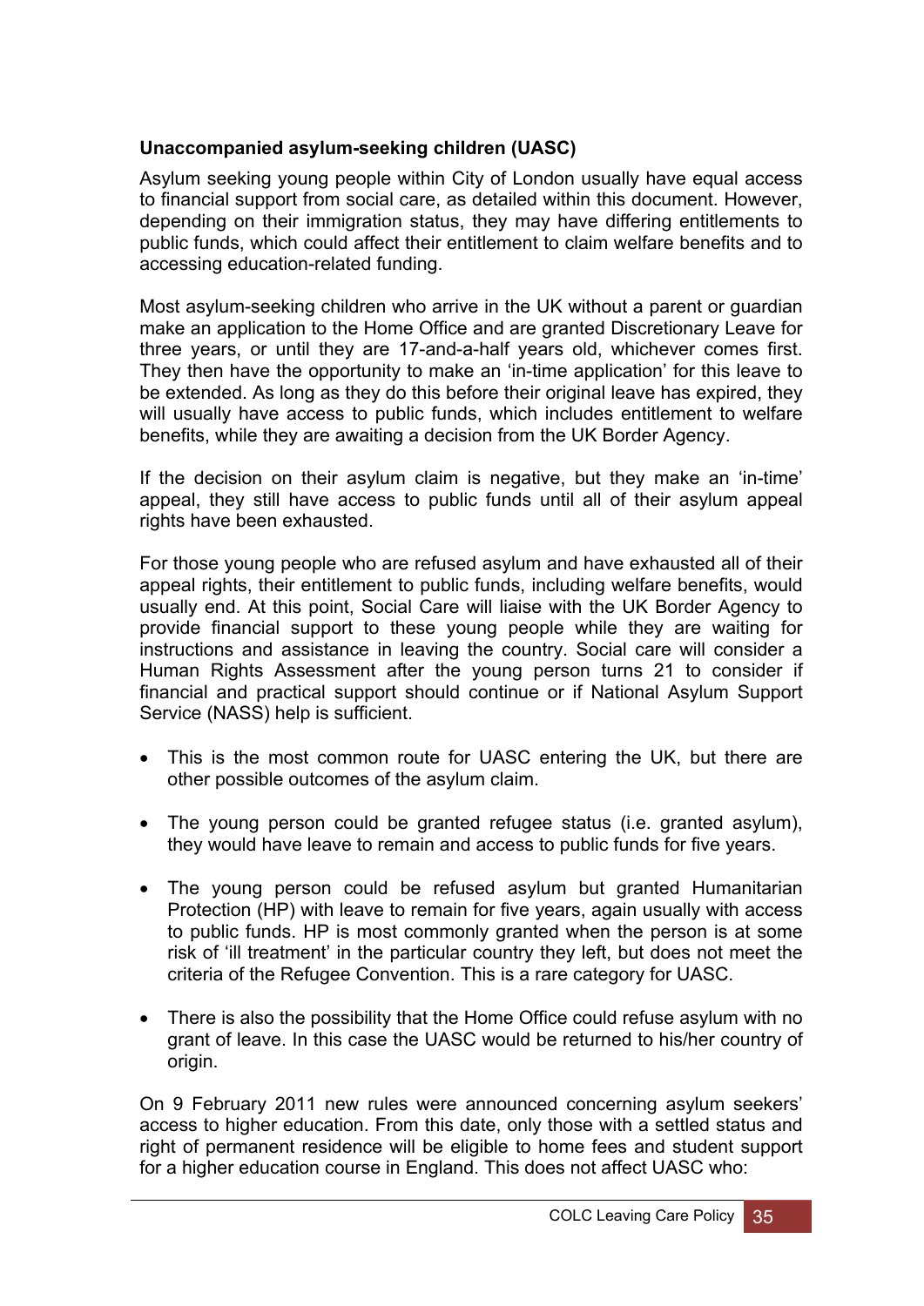**Unaccompanied asylum-seeking children (UASC)**

Asylum seeking young people within City of London usually have equal access to financial support from social care, as detailed within this document. However, depending on their immigration status, they may have differing entitlements to public funds, which could affect their entitlement to claim welfare benefits and to accessing education-related funding.

Most asylum-seeking children who arrive in the UK without a parent or guardian make an application to the Home Office and are granted Discretionary Leave for three years, or until they are 17-and-a-half years old, whichever comes first. They then have the opportunity to make an 'in-time application' for this leave to be extended. As long as they do this before their original leave has expired, they will usually have access to public funds, which includes entitlement to welfare benefits, while they are awaiting a decision from the UK Border Agency.

If the decision on their asylum claim is negative, but they make an 'in-time' appeal, they still have access to public funds until all of their asylum appeal rights have been exhausted.

For those young people who are refused asylum and have exhausted all of their appeal rights, their entitlement to public funds, including welfare benefits, would usually end. At this point, Social Care will liaise with the UK Border Agency to provide financial support to these young people while they are waiting for instructions and assistance in leaving the country. Social care will consider a Human Rights Assessment after the young person turns 21 to consider if financial and practical support should continue or if National Asylum Support Service (NASS) help is sufficient.

- This is the most common route for UASC entering the UK, but there are other possible outcomes of the asylum claim.
- The young person could be granted refugee status (i.e. granted asylum), they would have leave to remain and access to public funds for five years.
- The young person could be refused asylum but granted Humanitarian Protection (HP) with leave to remain for five years, again usually with access to public funds. HP is most commonly granted when the person is at some risk of 'ill treatment' in the particular country they left, but does not meet the criteria of the Refugee Convention. This is a rare category for UASC.
- There is also the possibility that the Home Office could refuse asylum with no grant of leave. In this case the UASC would be returned to his/her country of origin.

On 9 February 2011 new rules were announced concerning asylum seekers' access to higher education. From this date, only those with a settled status and right of permanent residence will be eligible to home fees and student support for a higher education course in England. This does not affect UASC who: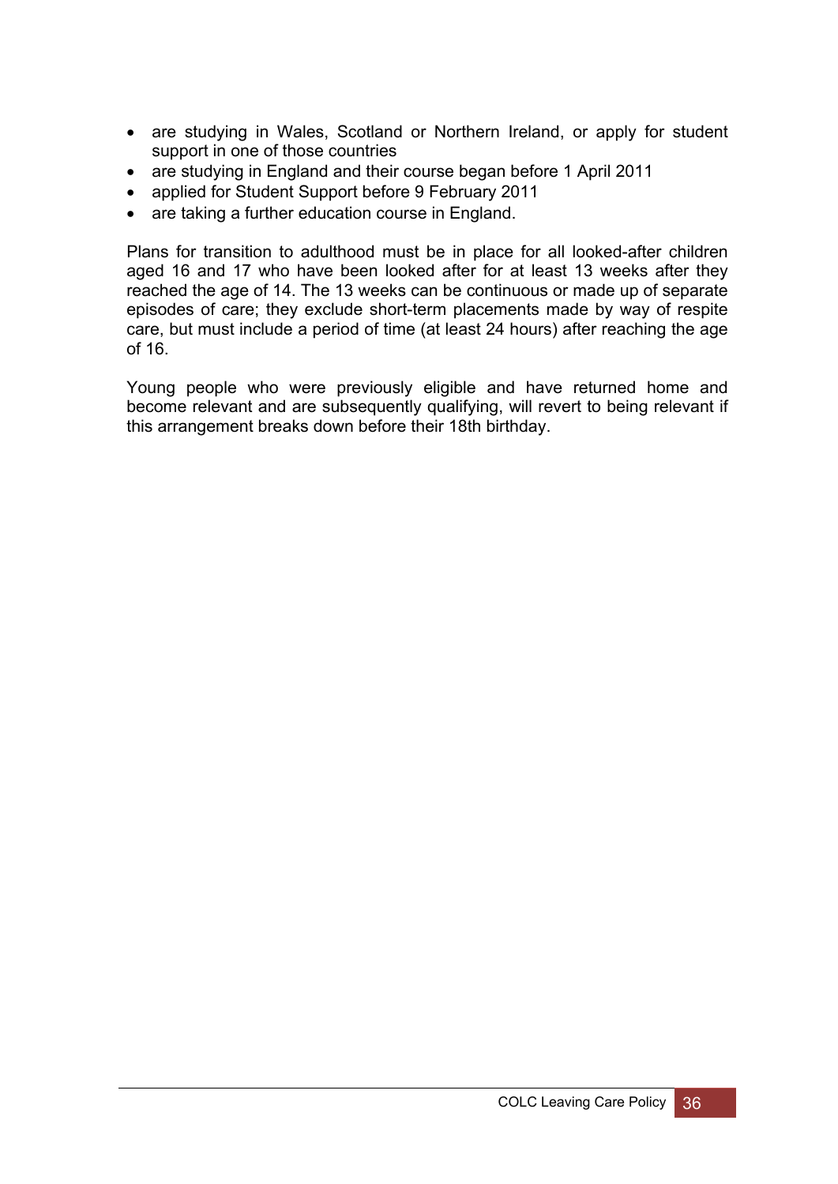- are studying in Wales, Scotland or Northern Ireland, or apply for student support in one of those countries
- are studying in England and their course began before 1 April 2011
- applied for Student Support before 9 February 2011
- are taking a further education course in England.

Plans for transition to adulthood must be in place for all looked-after children aged 16 and 17 who have been looked after for at least 13 weeks after they reached the age of 14. The 13 weeks can be continuous or made up of separate episodes of care; they exclude short-term placements made by way of respite care, but must include a period of time (at least 24 hours) after reaching the age of 16.

Young people who were previously eligible and have returned home and become relevant and are subsequently qualifying, will revert to being relevant if this arrangement breaks down before their 18th birthday.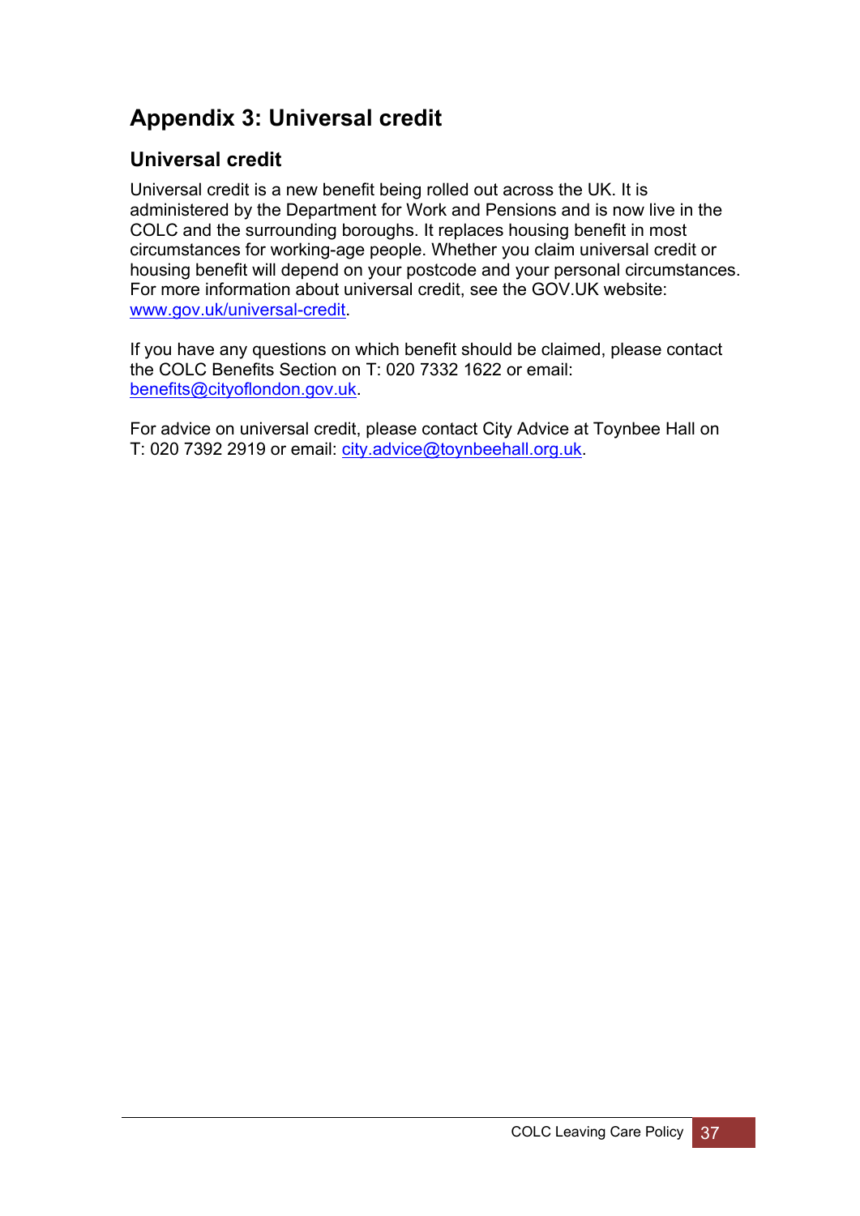# Appendix 3: Universal credit

## Universal credit

Universal credit is a new benefit being rolled out across the UK. It is administered by the Department for Work and Pensions and is now live in the COLC and the surrounding boroughs. It replaces housing benefit in most circumstances for working-age people. Whether you claim universal credit or housing benefit will depend on your postcode and your personal circumstances. For more information about universal credit, see the GOV.UK website: www.gov.uk/universal-credit.

If you have any questions on which benefit should be claimed, please contact the COLC Benefits Section on T: 020 7332 1622 or email: benefits@cityoflondon.gov.uk.

For advice on universal credit, please contact City Advice at Toynbee Hall on T: 020 7392 2919 or email: city.advice@toynbeehall.org.uk.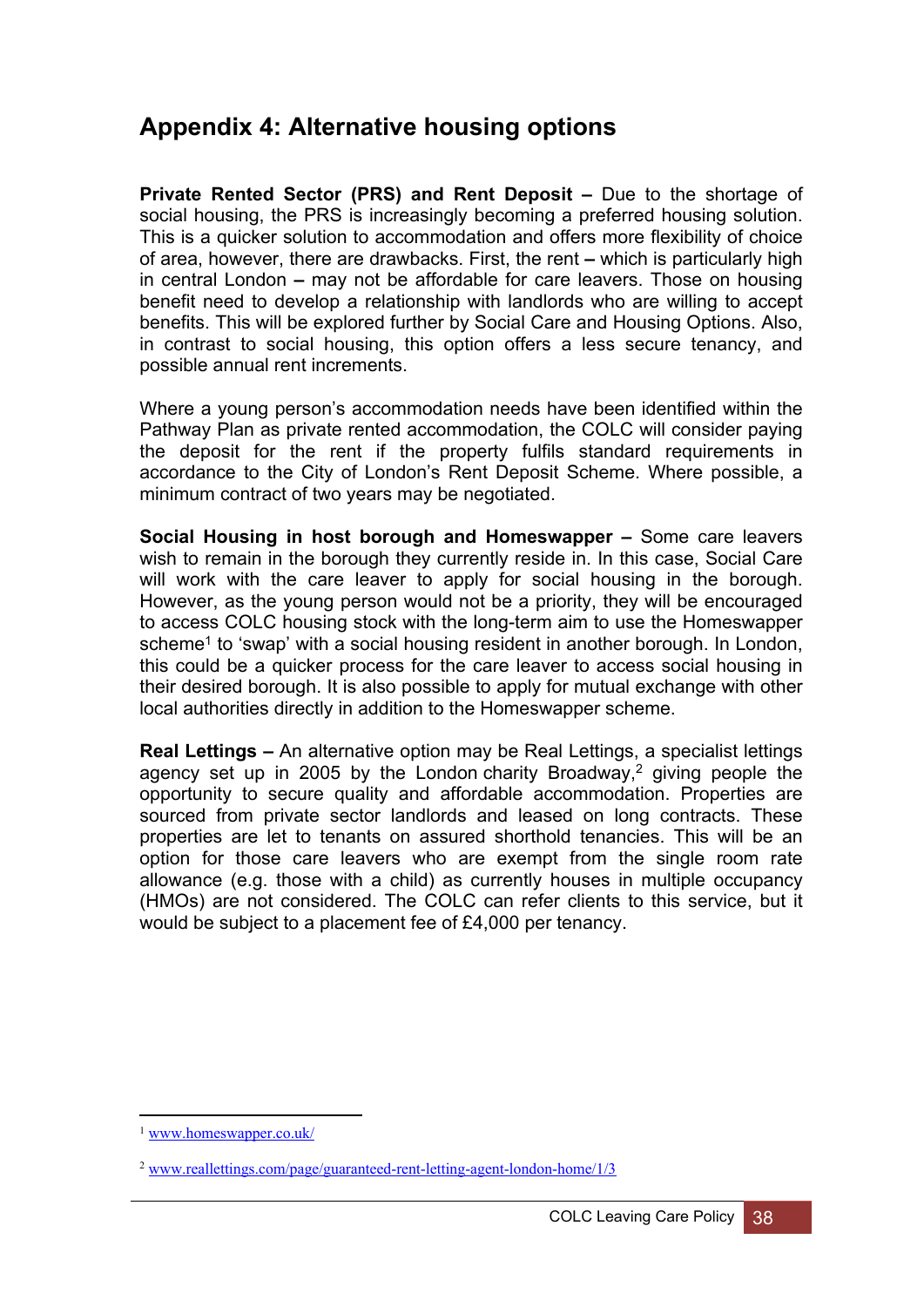# Appendix 4: Alternative housing options

**Private Rented Sector (PRS) and Rent Deposit –** Due to the shortage of social housing, the PRS is increasingly becoming a preferred housing solution. This is a quicker solution to accommodation and offers more flexibility of choice of area, however, there are drawbacks. First, the rent **–** which is particularly high in central London **–** may not be affordable for care leavers. Those on housing benefit need to develop a relationship with landlords who are willing to accept benefits. This will be explored further by Social Care and Housing Options. Also, in contrast to social housing, this option offers a less secure tenancy, and possible annual rent increments.

Where a young person's accommodation needs have been identified within the Pathway Plan as private rented accommodation, the COLC will consider paying the deposit for the rent if the property fulfils standard requirements in accordance to the City of London's Rent Deposit Scheme. Where possible, a minimum contract of two years may be negotiated.

**Social Housing in host borough and Homeswapper –** Some care leavers wish to remain in the borough they currently reside in. In this case, Social Care will work with the care leaver to apply for social housing in the borough. However, as the young person would not be a priority, they will be encouraged to access COLC housing stock with the long-term aim to use the Homeswapper scheme[1] to 'swap' with a social housing resident in another borough. In London, this could be a quicker process for the care leaver to access social housing in their desired borough. It is also possible to apply for mutual exchange with other local authorities directly in addition to the Homeswapper scheme.

**Real Lettings –** An alternative option may be Real Lettings, a specialist lettings agency set up in 2005 by the London charity Broadway,[2] giving people the opportunity to secure quality and affordable accommodation. Properties are sourced from private sector landlords and leased on long contracts. These properties are let to tenants on assured shorthold tenancies. This will be an option for those care leavers who are exempt from the single room rate allowance (e.g. those with a child) as currently houses in multiple occupancy (HMOs) are not considered. The COLC can refer clients to this service, but it would be subject to a placement fee of £4,000 per tenancy.

---

[1] www.homeswapper.co.uk/

[2] www.reallettings.com/page/guaranteed-rent-letting-agent-london-home/1/3